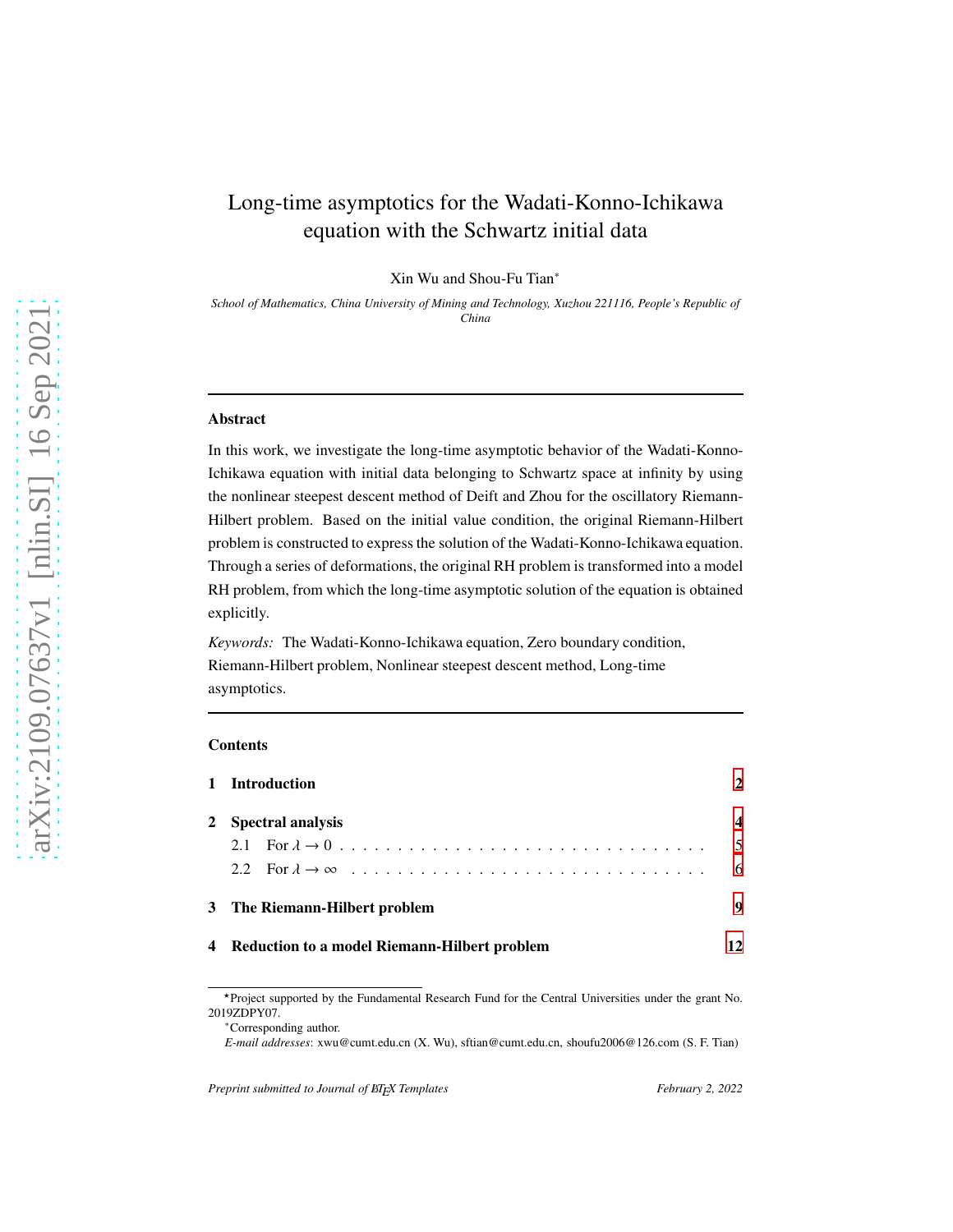# Long-time asymptotics for the Wadati-Konno-Ichikawa equation with the Schwartz initial data

Xin Wu and Shou-Fu Tian*

*School of Mathematics, China University of Mining and Technology, Xuzhou 221116, People's Republic of China*

---

## Abstract

In this work, we investigate the long-time asymptotic behavior of the Wadati-Konno-Ichikawa equation with initial data belonging to Schwartz space at infinity by using the nonlinear steepest descent method of Deift and Zhou for the oscillatory Riemann-Hilbert problem. Based on the initial value condition, the original Riemann-Hilbert problem is constructed to express the solution of the Wadati-Konno-Ichikawa equation. Through a series of deformations, the original RH problem is transformed into a model RH problem, from which the long-time asymptotic solution of the equation is obtained explicitly.

*Keywords:* The Wadati-Konno-Ichikawa equation, Zero boundary condition, Riemann-Hilbert problem, Nonlinear steepest descent method, Long-time asymptotics.

---

**Contents**

**1 Introduction** **2**

**2 Spectral analysis** **4**

2.1 For $\lambda \to 0$ . . . . . . . . . . . . . . . . . . . . . . . . . . . . . . . . 5

2.2 For $\lambda \to \infty$ . . . . . . . . . . . . . . . . . . . . . . . . . . . . . . . 6

**3 The Riemann-Hilbert problem** **9**

**4 Reduction to a model Riemann-Hilbert problem** **12**

---

⋆Project supported by the Fundamental Research Fund for the Central Universities under the grant No. 2019ZDPY07.

*Corresponding author.

*E-mail addresses*: xwu@cumt.edu.cn (X. Wu), sftian@cumt.edu.cn, shoufu2006@126.com (S. F. Tian)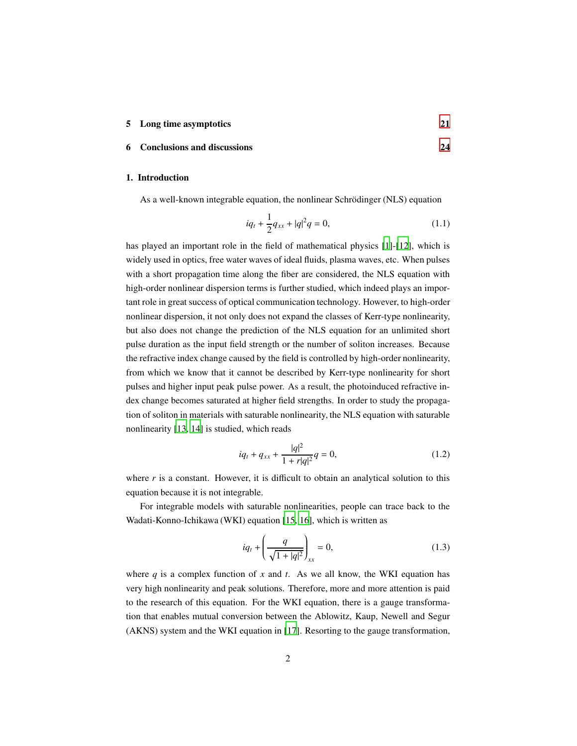5 **Long time asymptotics** 21

6 **Conclusions and discussions** 24

## 1. Introduction

As a well-known integrable equation, the nonlinear Schrödinger (NLS) equation

$$iq_t + \frac{1}{2}q_{xx} + |q|^2 q = 0, \tag{1.1}$$

has played an important role in the field of mathematical physics [1]-[12], which is widely used in optics, free water waves of ideal fluids, plasma waves, etc. When pulses with a short propagation time along the fiber are considered, the NLS equation with high-order nonlinear dispersion terms is further studied, which indeed plays an important role in great success of optical communication technology. However, to high-order nonlinear dispersion, it not only does not expand the classes of Kerr-type nonlinearity, but also does not change the prediction of the NLS equation for an unlimited short pulse duration as the input field strength or the number of soliton increases. Because the refractive index change caused by the field is controlled by high-order nonlinearity, from which we know that it cannot be described by Kerr-type nonlinearity for short pulses and higher input peak pulse power. As a result, the photoinduced refractive index change becomes saturated at higher field strengths. In order to study the propagation of soliton in materials with saturable nonlinearity, the NLS equation with saturable nonlinearity [13, 14] is studied, which reads

$$iq_t + q_{xx} + \frac{|q|^2}{1 + r|q|^2}q = 0, \tag{1.2}$$

where $r$ is a constant. However, it is difficult to obtain an analytical solution to this equation because it is not integrable.

For integrable models with saturable nonlinearities, people can trace back to the Wadati-Konno-Ichikawa (WKI) equation [15, 16], which is written as

$$iq_t + \left(\frac{q}{\sqrt{1 + |q|^2}}\right)_{xx} = 0, \tag{1.3}$$

where $q$ is a complex function of $x$ and $t$. As we all know, the WKI equation has very high nonlinearity and peak solutions. Therefore, more and more attention is paid to the research of this equation. For the WKI equation, there is a gauge transformation that enables mutual conversion between the Ablowitz, Kaup, Newell and Segur (AKNS) system and the WKI equation in [17]. Resorting to the gauge transformation,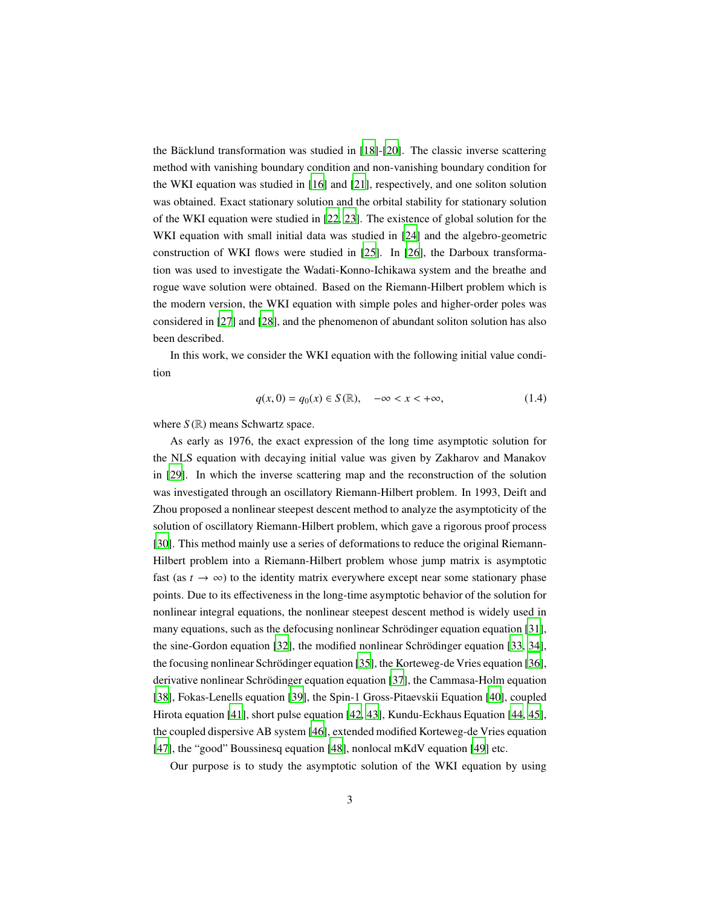the Bäcklund transformation was studied in [18]-[20]. The classic inverse scattering method with vanishing boundary condition and non-vanishing boundary condition for the WKI equation was studied in [16] and [21], respectively, and one soliton solution was obtained. Exact stationary solution and the orbital stability for stationary solution of the WKI equation were studied in [22, 23]. The existence of global solution for the WKI equation with small initial data was studied in [24] and the algebro-geometric construction of WKI flows were studied in [25]. In [26], the Darboux transformation was used to investigate the Wadati-Konno-Ichikawa system and the breathe and rogue wave solution were obtained. Based on the Riemann-Hilbert problem which is the modern version, the WKI equation with simple poles and higher-order poles was considered in [27] and [28], and the phenomenon of abundant soliton solution has also been described.

In this work, we consider the WKI equation with the following initial value condition

$$q(x,0) = q_0(x) \in S(\mathbb{R}), \quad -\infty < x < +\infty, \tag{1.4}$$

where $S(\mathbb{R})$ means Schwartz space.

As early as 1976, the exact expression of the long time asymptotic solution for the NLS equation with decaying initial value was given by Zakharov and Manakov in [29]. In which the inverse scattering map and the reconstruction of the solution was investigated through an oscillatory Riemann-Hilbert problem. In 1993, Deift and Zhou proposed a nonlinear steepest descent method to analyze the asymptoticity of the solution of oscillatory Riemann-Hilbert problem, which gave a rigorous proof process [30]. This method mainly use a series of deformations to reduce the original Riemann-Hilbert problem into a Riemann-Hilbert problem whose jump matrix is asymptotic fast (as $t \to \infty$) to the identity matrix everywhere except near some stationary phase points. Due to its effectiveness in the long-time asymptotic behavior of the solution for nonlinear integral equations, the nonlinear steepest descent method is widely used in many equations, such as the defocusing nonlinear Schrödinger equation equation [31], the sine-Gordon equation [32], the modified nonlinear Schrödinger equation [33, 34], the focusing nonlinear Schrödinger equation [35], the Korteweg-de Vries equation [36], derivative nonlinear Schrödinger equation equation [37], the Cammasa-Holm equation [38], Fokas-Lenells equation [39], the Spin-1 Gross-Pitaevskii Equation [40], coupled Hirota equation [41], short pulse equation [42, 43], Kundu-Eckhaus Equation [44, 45], the coupled dispersive AB system [46], extended modified Korteweg-de Vries equation [47], the "good" Boussinesq equation [48], nonlocal mKdV equation [49] etc.

Our purpose is to study the asymptotic solution of the WKI equation by using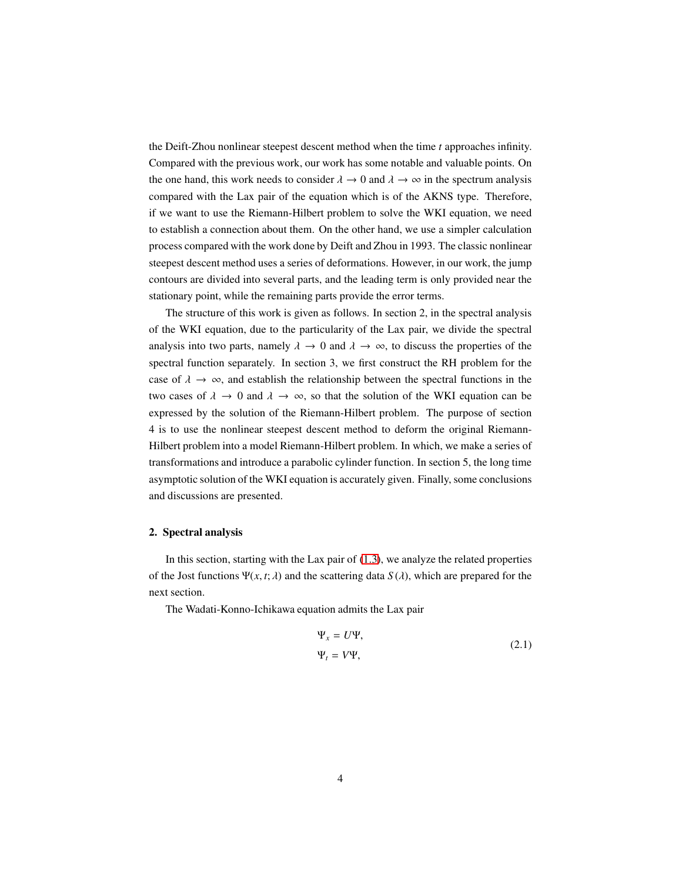the Deift-Zhou nonlinear steepest descent method when the time $t$ approaches infinity. Compared with the previous work, our work has some notable and valuable points. On the one hand, this work needs to consider $\lambda \to 0$ and $\lambda \to \infty$ in the spectrum analysis compared with the Lax pair of the equation which is of the AKNS type. Therefore, if we want to use the Riemann-Hilbert problem to solve the WKI equation, we need to establish a connection about them. On the other hand, we use a simpler calculation process compared with the work done by Deift and Zhou in 1993. The classic nonlinear steepest descent method uses a series of deformations. However, in our work, the jump contours are divided into several parts, and the leading term is only provided near the stationary point, while the remaining parts provide the error terms.

The structure of this work is given as follows. In section 2, in the spectral analysis of the WKI equation, due to the particularity of the Lax pair, we divide the spectral analysis into two parts, namely $\lambda \to 0$ and $\lambda \to \infty$, to discuss the properties of the spectral function separately. In section 3, we first construct the RH problem for the case of $\lambda \to \infty$, and establish the relationship between the spectral functions in the two cases of $\lambda \to 0$ and $\lambda \to \infty$, so that the solution of the WKI equation can be expressed by the solution of the Riemann-Hilbert problem. The purpose of section 4 is to use the nonlinear steepest descent method to deform the original Riemann-Hilbert problem into a model Riemann-Hilbert problem. In which, we make a series of transformations and introduce a parabolic cylinder function. In section 5, the long time asymptotic solution of the WKI equation is accurately given. Finally, some conclusions and discussions are presented.

## 2. Spectral analysis

In this section, starting with the Lax pair of (1.3), we analyze the related properties of the Jost functions $\Psi(x, t; \lambda)$ and the scattering data $S(\lambda)$, which are prepared for the next section.

The Wadati-Konno-Ichikawa equation admits the Lax pair

$$
\begin{aligned}
\Psi_x &= U\Psi, \\
\Psi_t &= V\Psi,
\end{aligned}
\tag{2.1}
$$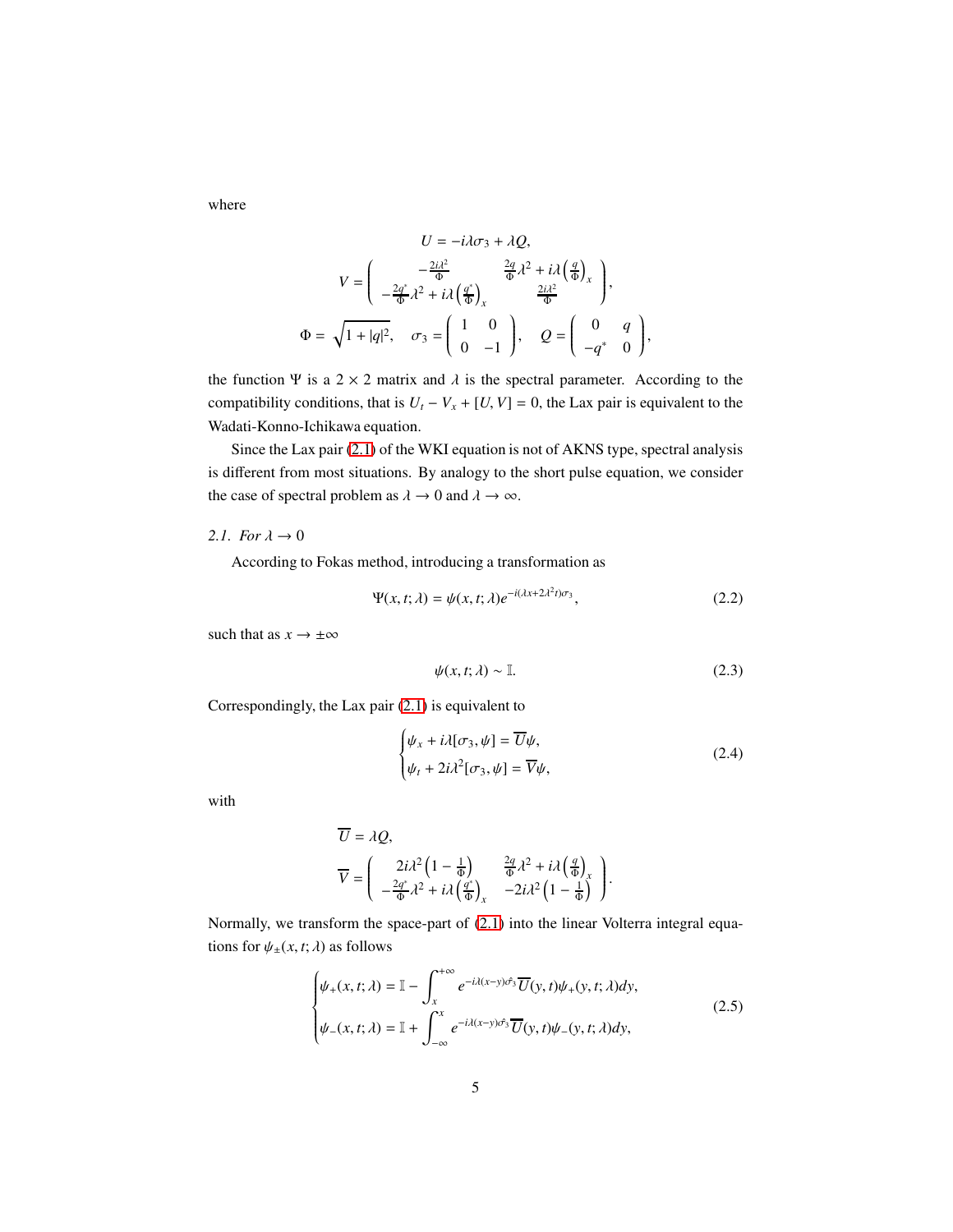where

$$
U = -i\lambda\sigma_3 + \lambda Q,
$$

$$
V = \begin{pmatrix} -\frac{2i\lambda^2}{\Phi} & \frac{2q}{\Phi}\lambda^2 + i\lambda\left(\frac{q}{\Phi}\right)_x \\ -\frac{2q^*}{\Phi}\lambda^2 + i\lambda\left(\frac{q^*}{\Phi}\right)_x & \frac{2i\lambda^2}{\Phi} \end{pmatrix},
$$

$$
\Phi = \sqrt{1+|q|^2}, \quad \sigma_3 = \begin{pmatrix} 1 & 0 \\ 0 & -1 \end{pmatrix}, \quad Q = \begin{pmatrix} 0 & q \\ -q^* & 0 \end{pmatrix},
$$

the function $\Psi$ is a $2 \times 2$ matrix and $\lambda$ is the spectral parameter. According to the compatibility conditions, that is $U_t - V_x + [U, V] = 0$, the Lax pair is equivalent to the Wadati-Konno-Ichikawa equation.

Since the Lax pair (2.1) of the WKI equation is not of AKNS type, spectral analysis is different from most situations. By analogy to the short pulse equation, we consider the case of spectral problem as $\lambda \to 0$ and $\lambda \to \infty$.

*2.1. For $\lambda \to 0$*

According to Fokas method, introducing a transformation as

$$
\Psi(x,t;\lambda) = \psi(x,t;\lambda)e^{-i(\lambda x + 2\lambda^2 t)\sigma_3}, \tag{2.2}
$$

such that as $x \to \pm\infty$

$$
\psi(x,t;\lambda) \sim \mathbb{I}. \tag{2.3}
$$

Correspondingly, the Lax pair (2.1) is equivalent to

$$
\begin{cases} \psi_x + i\lambda[\sigma_3, \psi] = \overline{U}\psi, \\ \psi_t + 2i\lambda^2[\sigma_3, \psi] = \overline{V}\psi, \end{cases} \tag{2.4}
$$

with

$$
\overline{U} = \lambda Q,
$$

$$
\overline{V} = \begin{pmatrix} 2i\lambda^2\left(1 - \frac{1}{\Phi}\right) & \frac{2q}{\Phi}\lambda^2 + i\lambda\left(\frac{q}{\Phi}\right)_x \\ -\frac{2q^*}{\Phi}\lambda^2 + i\lambda\left(\frac{q^*}{\Phi}\right)_x & -2i\lambda^2\left(1 - \frac{1}{\Phi}\right) \end{pmatrix}.
$$

Normally, we transform the space-part of (2.1) into the linear Volterra integral equations for $\psi_\pm(x,t;\lambda)$ as follows

$$
\begin{cases} \psi_+(x,t;\lambda) = \mathbb{I} - \displaystyle\int_x^{+\infty} e^{-i\lambda(x-y)\hat{\sigma}_3}\overline{U}(y,t)\psi_+(y,t;\lambda)dy, \\ \psi_-(x,t;\lambda) = \mathbb{I} + \displaystyle\int_{-\infty}^x e^{-i\lambda(x-y)\hat{\sigma}_3}\overline{U}(y,t)\psi_-(y,t;\lambda)dy, \end{cases} \tag{2.5}
$$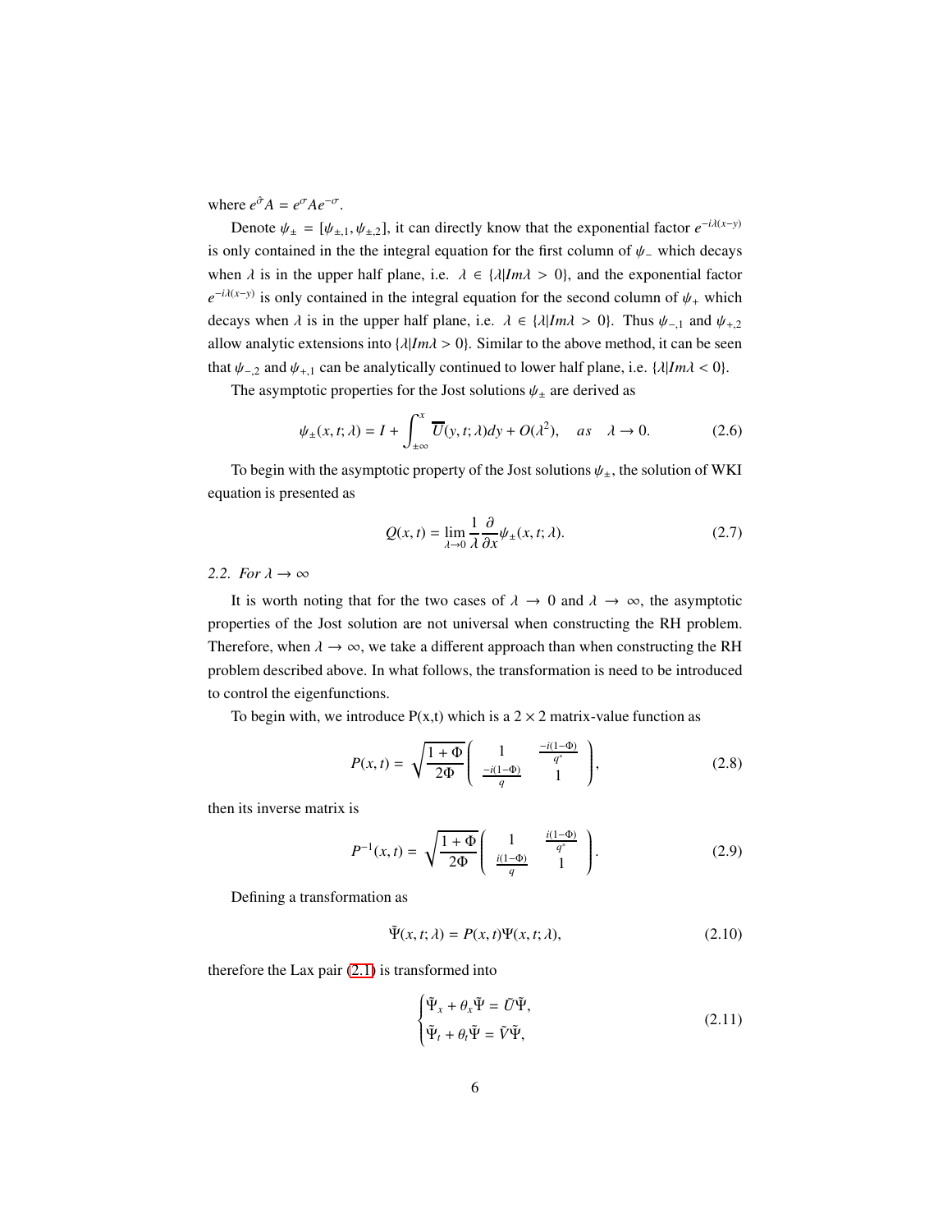where $e^{\hat{\sigma}}A = e^{\sigma}Ae^{-\sigma}$.

Denote $\psi_{\pm} = [\psi_{\pm,1}, \psi_{\pm,2}]$, it can directly know that the exponential factor $e^{-i\lambda(x-y)}$ is only contained in the the integral equation for the first column of $\psi_{-}$ which decays when $\lambda$ is in the upper half plane, i.e. $\lambda \in \{\lambda | Im\lambda > 0\}$, and the exponential factor $e^{-i\lambda(x-y)}$ is only contained in the integral equation for the second column of $\psi_{+}$ which decays when $\lambda$ is in the upper half plane, i.e. $\lambda \in \{\lambda | Im\lambda > 0\}$. Thus $\psi_{-,1}$ and $\psi_{+,2}$ allow analytic extensions into $\{\lambda | Im\lambda > 0\}$. Similar to the above method, it can be seen that $\psi_{-,2}$ and $\psi_{+,1}$ can be analytically continued to lower half plane, i.e. $\{\lambda | Im\lambda < 0\}$.

The asymptotic properties for the Jost solutions $\psi_{\pm}$ are derived as

$$\psi_{\pm}(x,t;\lambda) = I + \int_{\pm\infty}^{x} \overline{U}(y,t;\lambda)dy + O(\lambda^2), \quad as \quad \lambda \to 0. \tag{2.6}$$

To begin with the asymptotic property of the Jost solutions $\psi_{\pm}$, the solution of WKI equation is presented as

$$Q(x,t) = \lim_{\lambda \to 0} \frac{1}{\lambda} \frac{\partial}{\partial x} \psi_{\pm}(x,t;\lambda). \tag{2.7}$$

### 2.2. For $\lambda \to \infty$

It is worth noting that for the two cases of $\lambda \to 0$ and $\lambda \to \infty$, the asymptotic properties of the Jost solution are not universal when constructing the RH problem. Therefore, when $\lambda \to \infty$, we take a different approach than when constructing the RH problem described above. In what follows, the transformation is need to be introduced to control the eigenfunctions.

To begin with, we introduce P(x,t) which is a $2 \times 2$ matrix-value function as

$$P(x,t) = \sqrt{\frac{1+\Phi}{2\Phi}} \begin{pmatrix} 1 & \frac{-i(1-\Phi)}{q^*} \\ \frac{-i(1-\Phi)}{q} & 1 \end{pmatrix}, \tag{2.8}$$

then its inverse matrix is

$$P^{-1}(x,t) = \sqrt{\frac{1+\Phi}{2\Phi}} \begin{pmatrix} 1 & \frac{i(1-\Phi)}{q^*} \\ \frac{i(1-\Phi)}{q} & 1 \end{pmatrix}. \tag{2.9}$$

Defining a transformation as

$$\tilde{\Psi}(x,t;\lambda) = P(x,t)\Psi(x,t;\lambda), \tag{2.10}$$

therefore the Lax pair (2.1) is transformed into

$$\begin{cases} \tilde{\Psi}_x + \theta_x \tilde{\Psi} = \tilde{U}\tilde{\Psi}, \\ \tilde{\Psi}_t + \theta_t \tilde{\Psi} = \tilde{V}\tilde{\Psi}, \end{cases} \tag{2.11}$$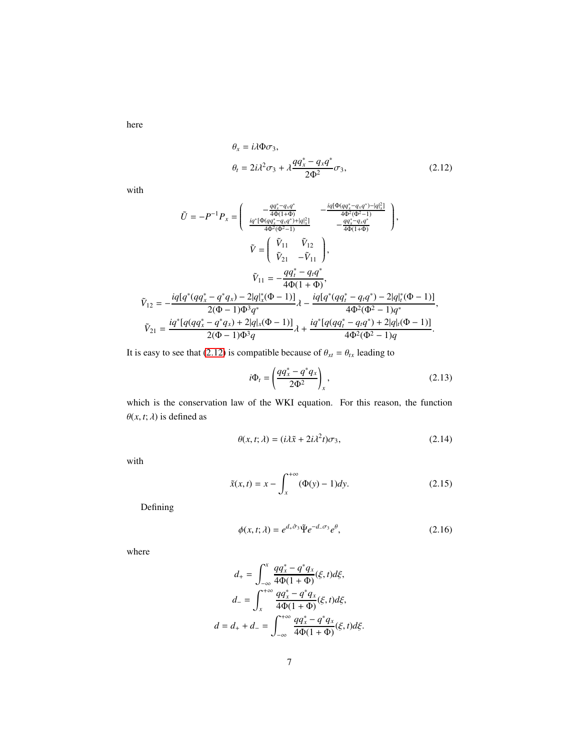here

$$
\begin{aligned}
&\theta_x = i\lambda\Phi\sigma_3, \\
&\theta_t = 2i\lambda^2\sigma_3 + \lambda\frac{qq_x^* - q_x q^*}{2\Phi^2}\sigma_3,
\end{aligned}
\tag{2.12}
$$

with

$$
\tilde{U} = -P^{-1}P_x = \begin{pmatrix} -\frac{qq_x^*-q_xq^*}{4\Phi(1+\Phi)} & -\frac{iq[\Phi(qq_x^*-q_xq^*)-|q|_x^2]}{4\Phi^2(\Phi^2-1)} \\ \frac{iq^*[\Phi(qq_x^*-q_xq^*)+|q|_x^2]}{4\Phi^2(\Phi^2-1)} & -\frac{qq_x^*-q_xq^*}{4\Phi(1+\Phi)} \end{pmatrix},
$$

$$
\tilde{V} = \begin{pmatrix} \tilde{V}_{11} & \tilde{V}_{12} \\ \tilde{V}_{21} & -\tilde{V}_{11} \end{pmatrix},
$$

$$
\tilde{V}_{11} = -\frac{qq_t^* - q_t q^*}{4\Phi(1+\Phi)},
$$

$$
\tilde{V}_{12} = -\frac{iq[q^*(qq_x^* - q^*q_x) - 2|q|_x^*(\Phi-1)]}{2(\Phi-1)\Phi^3 q^*}\lambda - \frac{iq[q^*(qq_t^* - q_tq^*) - 2|q|_t^*(\Phi-1)]}{4\Phi^2(\Phi^2-1)q^*},
$$

$$
\tilde{V}_{21} = \frac{iq^*[q(qq_x^* - q^*q_x) + 2|q|_x(\Phi-1)]}{2(\Phi-1)\Phi^3 q}\lambda + \frac{iq^*[q(qq_t^* - q_tq^*) + 2|q|_t(\Phi-1)]}{4\Phi^2(\Phi^2-1)q}.
$$

It is easy to see that (2.12) is compatible because of $\theta_{xt} = \theta_{tx}$ leading to

$$
i\Phi_t = \left(\frac{qq_x^* - q^*q_x}{2\Phi^2}\right)_x,
\tag{2.13}
$$

which is the conservation law of the WKI equation. For this reason, the function $\theta(x, t; \lambda)$ is defined as

$$
\theta(x, t; \lambda) = (i\lambda\tilde{x} + 2i\lambda^2 t)\sigma_3,
\tag{2.14}
$$

with

$$
\tilde{x}(x, t) = x - \int_x^{+\infty} (\Phi(y) - 1)dy.
\tag{2.15}
$$

Defining

$$
\phi(x, t; \lambda) = e^{d_+\hat{\sigma}_3}\tilde{\Psi}e^{-d_-\sigma_3}e^{\theta},
\tag{2.16}
$$

where

$$
\begin{aligned}
d_+ &= \int_{-\infty}^{x} \frac{qq_x^* - q^*q_x}{4\Phi(1+\Phi)}(\xi, t)d\xi, \\
d_- &= \int_{x}^{+\infty} \frac{qq_x^* - q^*q_x}{4\Phi(1+\Phi)}(\xi, t)d\xi, \\
d = d_+ + d_- &= \int_{-\infty}^{+\infty} \frac{qq_x^* - q^*q_x}{4\Phi(1+\Phi)}(\xi, t)d\xi.
\end{aligned}
$$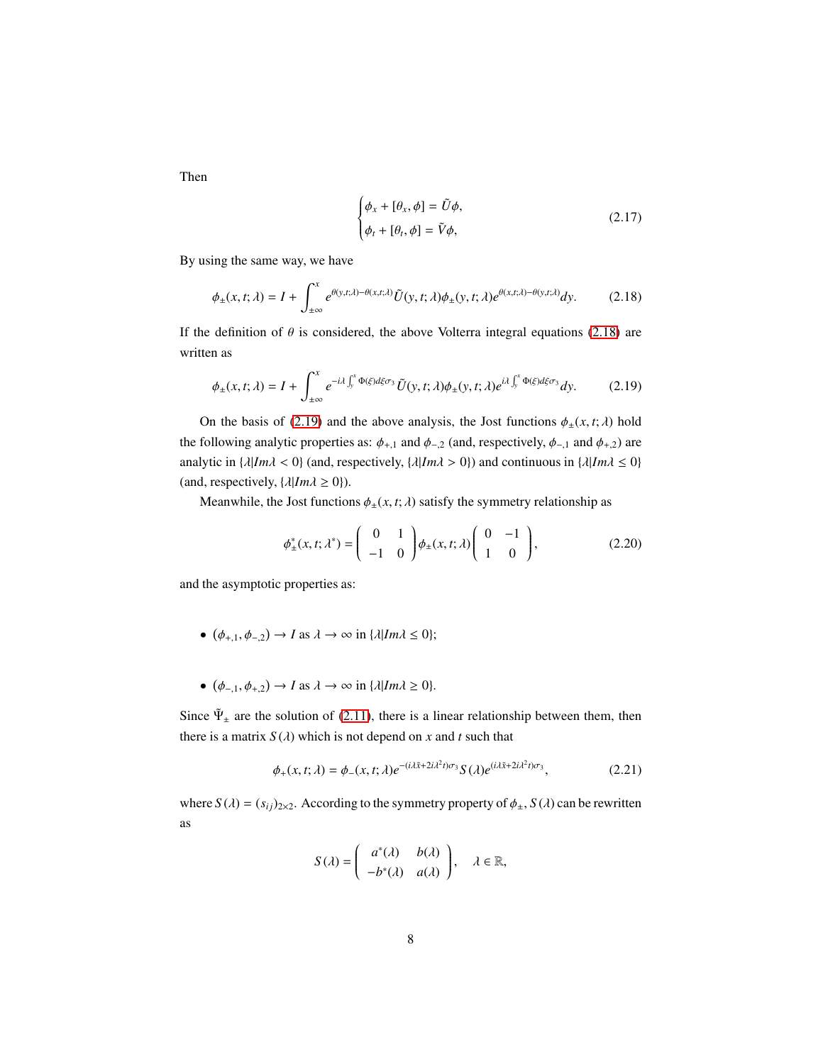Then

$$
\begin{cases}
\phi_x + [\theta_x, \phi] = \tilde{U}\phi, \\
\phi_t + [\theta_t, \phi] = \tilde{V}\phi,
\end{cases}
\tag{2.17}
$$

By using the same way, we have

$$
\phi_\pm(x,t;\lambda) = I + \int_{\pm\infty}^{x} e^{\theta(y,t;\lambda)-\theta(x,t;\lambda)}\tilde{U}(y,t;\lambda)\phi_\pm(y,t;\lambda)e^{\theta(x,t;\lambda)-\theta(y,t;\lambda)}dy. \tag{2.18}
$$

If the definition of $\theta$ is considered, the above Volterra integral equations (2.18) are written as

$$
\phi_\pm(x,t;\lambda) = I + \int_{\pm\infty}^{x} e^{-i\lambda\int_y^x \Phi(\xi)d\xi\sigma_3}\tilde{U}(y,t;\lambda)\phi_\pm(y,t;\lambda)e^{i\lambda\int_y^x \Phi(\xi)d\xi\sigma_3}dy. \tag{2.19}
$$

On the basis of (2.19) and the above analysis, the Jost functions $\phi_\pm(x,t;\lambda)$ hold the following analytic properties as: $\phi_{+,1}$ and $\phi_{-,2}$ (and, respectively, $\phi_{-,1}$ and $\phi_{+,2}$) are analytic in $\{\lambda|Im\lambda < 0\}$ (and, respectively, $\{\lambda|Im\lambda > 0\}$) and continuous in $\{\lambda|Im\lambda \leq 0\}$ (and, respectively, $\{\lambda|Im\lambda \geq 0\}$).

Meanwhile, the Jost functions $\phi_\pm(x,t;\lambda)$ satisfy the symmetry relationship as

$$
\phi^*_\pm(x,t;\lambda^*) = \begin{pmatrix} 0 & 1 \\ -1 & 0 \end{pmatrix}\phi_\pm(x,t;\lambda)\begin{pmatrix} 0 & -1 \\ 1 & 0 \end{pmatrix}, \tag{2.20}
$$

and the asymptotic properties as:

- $(\phi_{+,1}, \phi_{-,2}) \to I$ as $\lambda \to \infty$ in $\{\lambda|Im\lambda \leq 0\}$;

- $(\phi_{-,1}, \phi_{+,2}) \to I$ as $\lambda \to \infty$ in $\{\lambda|Im\lambda \geq 0\}$.

Since $\tilde{\Psi}_\pm$ are the solution of (2.11), there is a linear relationship between them, then there is a matrix $S(\lambda)$ which is not depend on $x$ and $t$ such that

$$
\phi_+(x,t;\lambda) = \phi_-(x,t;\lambda)e^{-(i\lambda\tilde{x}+2i\lambda^2t)\sigma_3}S(\lambda)e^{(i\lambda\tilde{x}+2i\lambda^2t)\sigma_3}, \tag{2.21}
$$

where $S(\lambda) = (s_{ij})_{2\times2}$. According to the symmetry property of $\phi_\pm$, $S(\lambda)$ can be rewritten as

$$
S(\lambda) = \begin{pmatrix} a^*(\lambda) & b(\lambda) \\ -b^*(\lambda) & a(\lambda) \end{pmatrix}, \quad \lambda \in \mathbb{R},
$$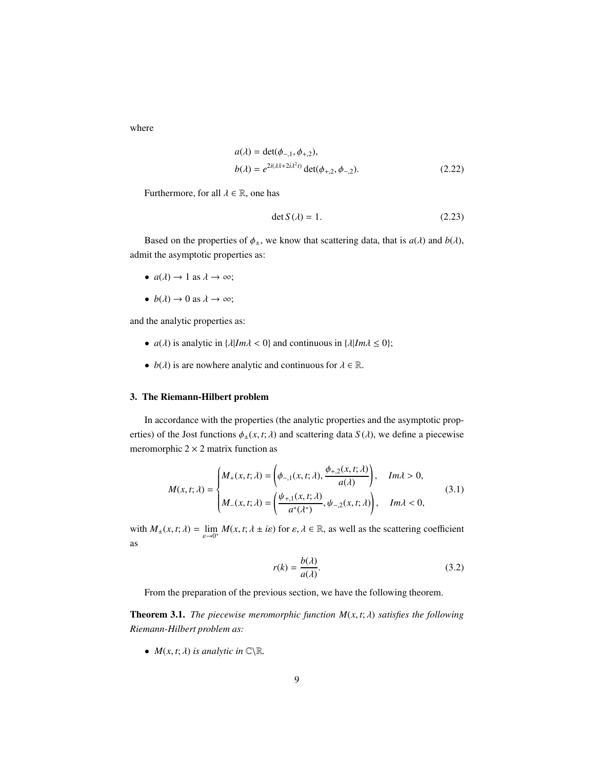where

$$
\begin{aligned}
a(\lambda) &= \det(\phi_{-,1}, \phi_{+,2}), \\
b(\lambda) &= e^{2i(\lambda \tilde{x} + 2i\lambda^2 t)} \det(\phi_{+,2}, \phi_{-,2}).
\end{aligned} \tag{2.22}
$$

Furthermore, for all $\lambda \in \mathbb{R}$, one has

$$
\det S(\lambda) = 1. \tag{2.23}
$$

Based on the properties of $\phi_{\pm}$, we know that scattering data, that is $a(\lambda)$ and $b(\lambda)$, admit the asymptotic properties as:

- $a(\lambda) \to 1$ as $\lambda \to \infty$;
- $b(\lambda) \to 0$ as $\lambda \to \infty$;

and the analytic properties as:

- $a(\lambda)$ is analytic in $\{\lambda | Im\lambda < 0\}$ and continuous in $\{\lambda | Im\lambda \leq 0\}$;
- $b(\lambda)$ is are nowhere analytic and continuous for $\lambda \in \mathbb{R}$.

## 3. The Riemann-Hilbert problem

In accordance with the properties (the analytic properties and the asymptotic properties) of the Jost functions $\phi_{\pm}(x, t; \lambda)$ and scattering data $S(\lambda)$, we define a piecewise meromorphic $2 \times 2$ matrix function as

$$
M(x, t; \lambda) = \begin{cases} M_{+}(x, t; \lambda) = \left( \phi_{-,1}(x, t; \lambda), \dfrac{\phi_{+,2}(x, t; \lambda)}{a(\lambda)} \right), & Im\lambda > 0, \\ M_{-}(x, t; \lambda) = \left( \dfrac{\psi_{+,1}(x, t; \lambda)}{a^{*}(\lambda^{*})}, \psi_{-,2}(x, t; \lambda) \right), & Im\lambda < 0, \end{cases} \tag{3.1}
$$

with $M_{\pm}(x, t; \lambda) = \lim\limits_{\varepsilon \to 0^{+}} M(x, t; \lambda \pm i\varepsilon)$ for $\varepsilon, \lambda \in \mathbb{R}$, as well as the scattering coefficient as

$$
r(k) = \frac{b(\lambda)}{a(\lambda)}. \tag{3.2}
$$

From the preparation of the previous section, we have the following theorem.

**Theorem 3.1.** *The piecewise meromorphic function $M(x, t; \lambda)$ satisfies the following Riemann-Hilbert problem as:*

- *$M(x, t; \lambda)$ is analytic in $\mathbb{C} \backslash \mathbb{R}$.*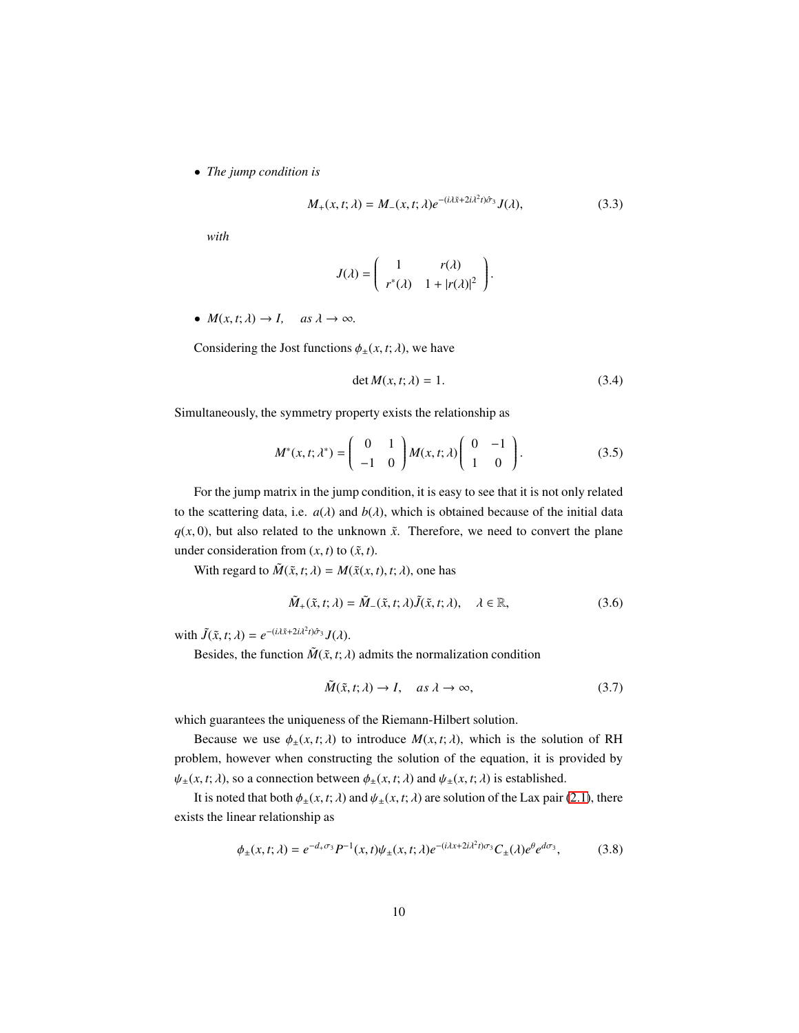- *The jump condition is*

$$M_+(x,t;\lambda) = M_-(x,t;\lambda)e^{-(i\lambda\tilde{x}+2i\lambda^2 t)\hat{\sigma}_3}J(\lambda), \tag{3.3}$$

*with*

$$J(\lambda) = \begin{pmatrix} 1 & r(\lambda) \\ r^*(\lambda) & 1+|r(\lambda)|^2 \end{pmatrix}.$$

- $M(x,t;\lambda) \to I, \quad as\ \lambda \to \infty.$

Considering the Jost functions $\phi_\pm(x,t;\lambda)$, we have

$$\det M(x,t;\lambda) = 1. \tag{3.4}$$

Simultaneously, the symmetry property exists the relationship as

$$M^*(x,t;\lambda^*) = \begin{pmatrix} 0 & 1 \\ -1 & 0 \end{pmatrix} M(x,t;\lambda) \begin{pmatrix} 0 & -1 \\ 1 & 0 \end{pmatrix}. \tag{3.5}$$

For the jump matrix in the jump condition, it is easy to see that it is not only related to the scattering data, i.e. $a(\lambda)$ and $b(\lambda)$, which is obtained because of the initial data $q(x,0)$, but also related to the unknown $\tilde{x}$. Therefore, we need to convert the plane under consideration from $(x,t)$ to $(\tilde{x},t)$.

With regard to $\tilde{M}(\tilde{x},t;\lambda) = M(\tilde{x}(x,t),t;\lambda)$, one has

$$\tilde{M}_+(\tilde{x},t;\lambda) = \tilde{M}_-(\tilde{x},t;\lambda)\tilde{J}(\tilde{x},t;\lambda), \quad \lambda \in \mathbb{R}, \tag{3.6}$$

with $\tilde{J}(\tilde{x},t;\lambda) = e^{-(i\lambda\tilde{x}+2i\lambda^2 t)\hat{\sigma}_3}J(\lambda)$.

Besides, the function $\tilde{M}(\tilde{x},t;\lambda)$ admits the normalization condition

$$\tilde{M}(\tilde{x},t;\lambda) \to I, \quad as\ \lambda \to \infty, \tag{3.7}$$

which guarantees the uniqueness of the Riemann-Hilbert solution.

Because we use $\phi_\pm(x,t;\lambda)$ to introduce $M(x,t;\lambda)$, which is the solution of RH problem, however when constructing the solution of the equation, it is provided by $\psi_\pm(x,t;\lambda)$, so a connection between $\phi_\pm(x,t;\lambda)$ and $\psi_\pm(x,t;\lambda)$ is established.

It is noted that both $\phi_\pm(x,t;\lambda)$ and $\psi_\pm(x,t;\lambda)$ are solution of the Lax pair (2.1), there exists the linear relationship as

$$\phi_\pm(x,t;\lambda) = e^{-d_+\sigma_3}P^{-1}(x,t)\psi_\pm(x,t;\lambda)e^{-(i\lambda x+2i\lambda^2 t)\sigma_3}C_\pm(\lambda)e^{\theta}e^{d\sigma_3}, \tag{3.8}$$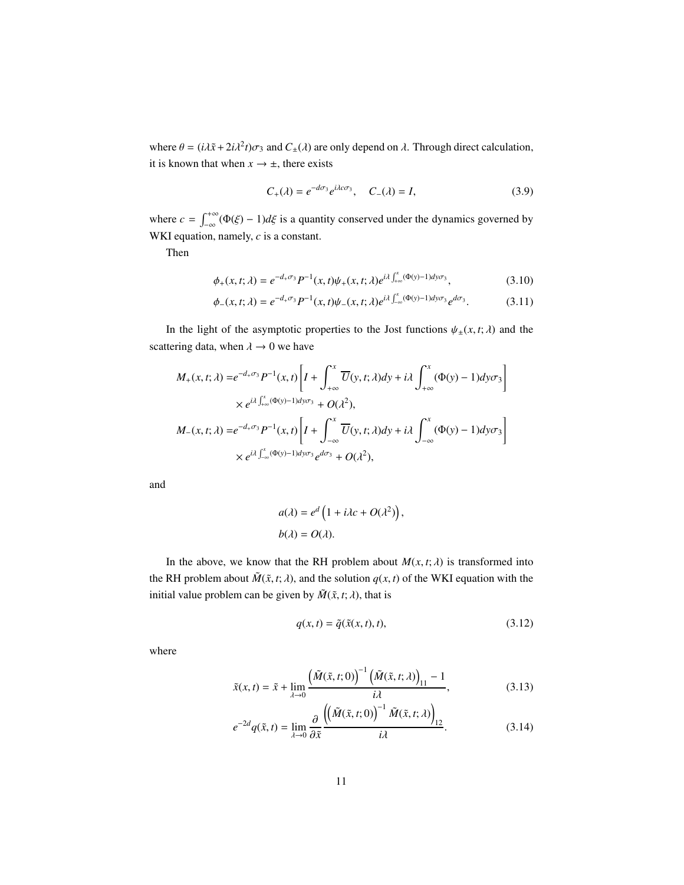where $\theta = (i\lambda\tilde{x} + 2i\lambda^2 t)\sigma_3$ and $C_\pm(\lambda)$ are only depend on $\lambda$. Through direct calculation, it is known that when $x \to \pm$, there exists

$$C_+(\lambda) = e^{-d\sigma_3} e^{i\lambda c\sigma_3}, \quad C_-(\lambda) = I, \tag{3.9}$$

where $c = \int_{-\infty}^{+\infty} (\Phi(\xi) - 1) d\xi$ is a quantity conserved under the dynamics governed by WKI equation, namely, $c$ is a constant.

Then

$$\phi_+(x,t;\lambda) = e^{-d_+\sigma_3} P^{-1}(x,t)\psi_+(x,t;\lambda) e^{i\lambda \int_{+\infty}^{x}(\Phi(y)-1)dy\sigma_3}, \tag{3.10}$$

$$\phi_-(x,t;\lambda) = e^{-d_+\sigma_3} P^{-1}(x,t)\psi_-(x,t;\lambda) e^{i\lambda \int_{-\infty}^{x}(\Phi(y)-1)dy\sigma_3} e^{d\sigma_3}. \tag{3.11}$$

In the light of the asymptotic properties to the Jost functions $\psi_\pm(x,t;\lambda)$ and the scattering data, when $\lambda \to 0$ we have

$$\begin{aligned}
M_+(x,t;\lambda) =& e^{-d_+\sigma_3} P^{-1}(x,t) \left[ I + \int_{+\infty}^{x} \overline{U}(y,t;\lambda) dy + i\lambda \int_{+\infty}^{x} (\Phi(y) - 1) dy \sigma_3 \right] \\
& \times e^{i\lambda \int_{+\infty}^{x}(\Phi(y)-1)dy\sigma_3} + O(\lambda^2), \\
M_-(x,t;\lambda) =& e^{-d_+\sigma_3} P^{-1}(x,t) \left[ I + \int_{-\infty}^{x} \overline{U}(y,t;\lambda) dy + i\lambda \int_{-\infty}^{x} (\Phi(y) - 1) dy \sigma_3 \right] \\
& \times e^{i\lambda \int_{-\infty}^{x}(\Phi(y)-1)dy\sigma_3} e^{d\sigma_3} + O(\lambda^2),
\end{aligned}$$

and

$$\begin{aligned}
& a(\lambda) = e^d \left(1 + i\lambda c + O(\lambda^2)\right), \\
& b(\lambda) = O(\lambda).
\end{aligned}$$

In the above, we know that the RH problem about $M(x,t;\lambda)$ is transformed into the RH problem about $\tilde{M}(\tilde{x},t;\lambda)$, and the solution $q(x,t)$ of the WKI equation with the initial value problem can be given by $\tilde{M}(\tilde{x},t;\lambda)$, that is

$$q(x,t) = \tilde{q}(\tilde{x}(x,t),t), \tag{3.12}$$

where

$$\tilde{x}(x,t) = \tilde{x} + \lim_{\lambda \to 0} \frac{\left(\tilde{M}(\tilde{x},t;0)\right)^{-1} \left(\tilde{M}(\tilde{x},t;\lambda)\right)_{11} - 1}{i\lambda}, \tag{3.13}$$

$$e^{-2d} q(\tilde{x},t) = \lim_{\lambda \to 0} \frac{\partial}{\partial \tilde{x}} \frac{\left(\left(\tilde{M}(\tilde{x},t;0)\right)^{-1} \tilde{M}(\tilde{x},t;\lambda)\right)_{12}}{i\lambda}. \tag{3.14}$$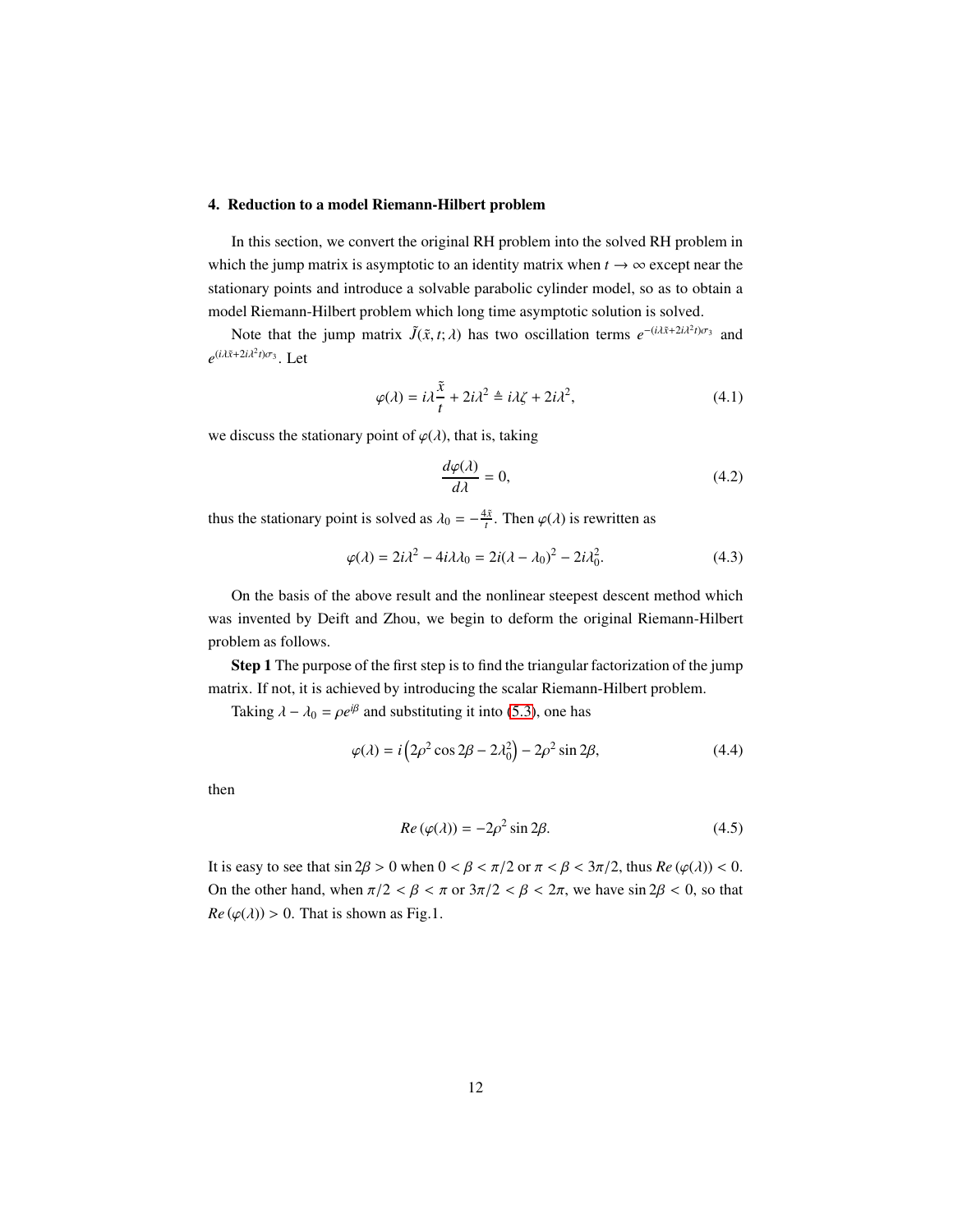## 4. Reduction to a model Riemann-Hilbert problem

In this section, we convert the original RH problem into the solved RH problem in which the jump matrix is asymptotic to an identity matrix when $t \to \infty$ except near the stationary points and introduce a solvable parabolic cylinder model, so as to obtain a model Riemann-Hilbert problem which long time asymptotic solution is solved.

Note that the jump matrix $\tilde{J}(\tilde{x}, t; \lambda)$ has two oscillation terms $e^{-(i\lambda\tilde{x}+2i\lambda^2 t)\sigma_3}$ and $e^{(i\lambda\tilde{x}+2i\lambda^2 t)\sigma_3}$. Let

$$\varphi(\lambda) = i\lambda\frac{\tilde{x}}{t} + 2i\lambda^2 \triangleq i\lambda\zeta + 2i\lambda^2, \tag{4.1}$$

we discuss the stationary point of $\varphi(\lambda)$, that is, taking

$$\frac{d\varphi(\lambda)}{d\lambda} = 0, \tag{4.2}$$

thus the stationary point is solved as $\lambda_0 = -\frac{4\tilde{x}}{t}$. Then $\varphi(\lambda)$ is rewritten as

$$\varphi(\lambda) = 2i\lambda^2 - 4i\lambda\lambda_0 = 2i(\lambda - \lambda_0)^2 - 2i\lambda_0^2. \tag{4.3}$$

On the basis of the above result and the nonlinear steepest descent method which was invented by Deift and Zhou, we begin to deform the original Riemann-Hilbert problem as follows.

**Step 1** The purpose of the first step is to find the triangular factorization of the jump matrix. If not, it is achieved by introducing the scalar Riemann-Hilbert problem.

Taking $\lambda - \lambda_0 = \rho e^{i\beta}$ and substituting it into (5.3), one has

$$\varphi(\lambda) = i\left(2\rho^2\cos 2\beta - 2\lambda_0^2\right) - 2\rho^2\sin 2\beta, \tag{4.4}$$

then

$$Re\left(\varphi(\lambda)\right) = -2\rho^2\sin 2\beta. \tag{4.5}$$

It is easy to see that $\sin 2\beta > 0$ when $0 < \beta < \pi/2$ or $\pi < \beta < 3\pi/2$, thus $Re\left(\varphi(\lambda)\right) < 0$. On the other hand, when $\pi/2 < \beta < \pi$ or $3\pi/2 < \beta < 2\pi$, we have $\sin 2\beta < 0$, so that $Re\left(\varphi(\lambda)\right) > 0$. That is shown as Fig.1.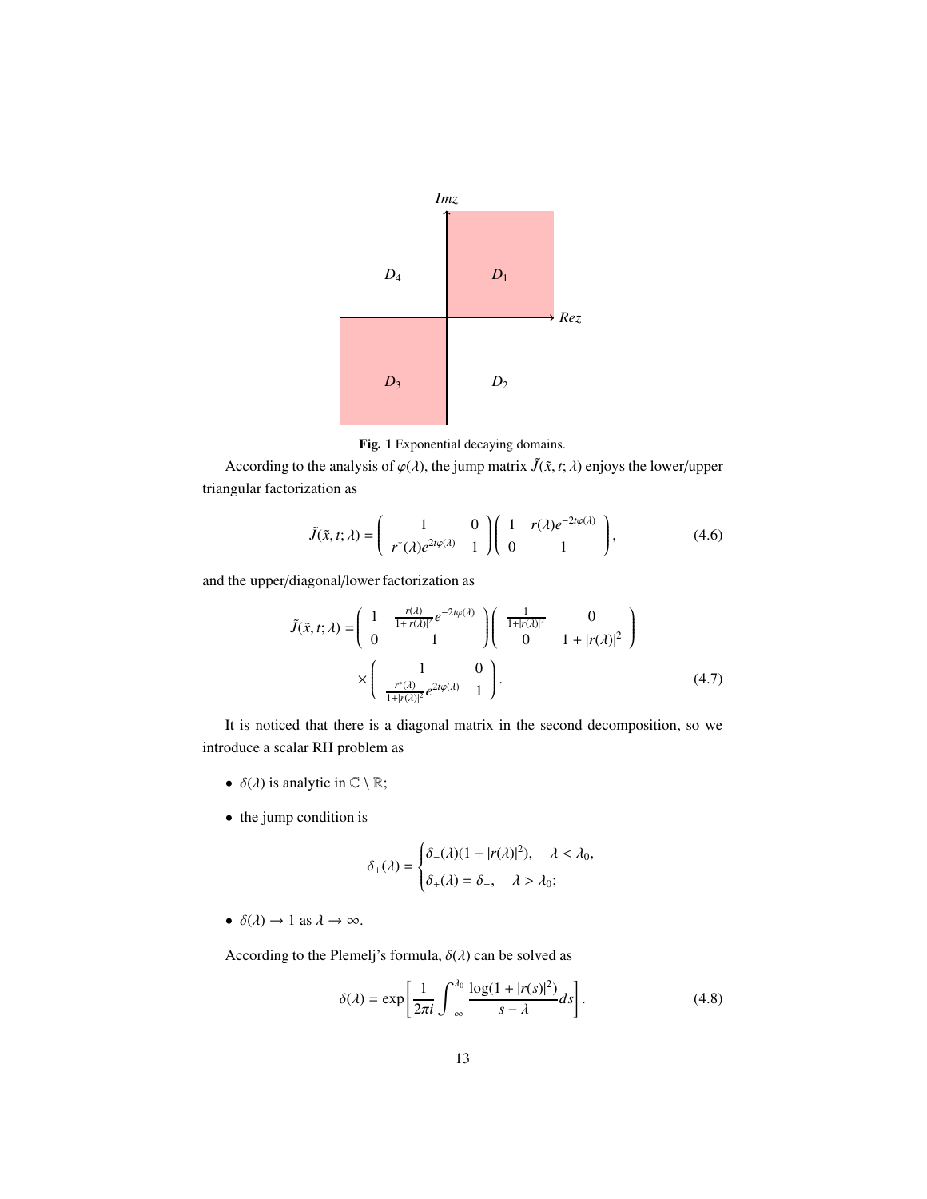**Fig. 1** Exponential decaying domains.

According to the analysis of $\varphi(\lambda)$, the jump matrix $\tilde{J}(\tilde{x}, t; \lambda)$ enjoys the lower/upper triangular factorization as

$$\tilde{J}(\tilde{x}, t; \lambda) = \begin{pmatrix} 1 & 0 \\ r^*(\lambda)e^{2t\varphi(\lambda)} & 1 \end{pmatrix} \begin{pmatrix} 1 & r(\lambda)e^{-2t\varphi(\lambda)} \\ 0 & 1 \end{pmatrix}, \tag{4.6}$$

and the upper/diagonal/lower factorization as

$$\begin{aligned} \tilde{J}(\tilde{x}, t; \lambda) = & \begin{pmatrix} 1 & \frac{r(\lambda)}{1+|r(\lambda)|^2}e^{-2t\varphi(\lambda)} \\ 0 & 1 \end{pmatrix} \begin{pmatrix} \frac{1}{1+|r(\lambda)|^2} & 0 \\ 0 & 1+|r(\lambda)|^2 \end{pmatrix} \\ & \times \begin{pmatrix} 1 & 0 \\ \frac{r^*(\lambda)}{1+|r(\lambda)|^2}e^{2t\varphi(\lambda)} & 1 \end{pmatrix}. \end{aligned} \tag{4.7}$$

It is noticed that there is a diagonal matrix in the second decomposition, so we introduce a scalar RH problem as

- $\delta(\lambda)$ is analytic in $\mathbb{C} \setminus \mathbb{R}$;
- the jump condition is

$$\delta_+(\lambda) = \begin{cases} \delta_-(\lambda)(1 + |r(\lambda)|^2), & \lambda < \lambda_0, \\ \delta_+(\lambda) = \delta_-, & \lambda > \lambda_0; \end{cases}$$

- $\delta(\lambda) \to 1$ as $\lambda \to \infty$.

According to the Plemelj's formula, $\delta(\lambda)$ can be solved as

$$\delta(\lambda) = \exp\left[\frac{1}{2\pi i}\int_{-\infty}^{\lambda_0} \frac{\log(1 + |r(s)|^2)}{s - \lambda} ds\right]. \tag{4.8}$$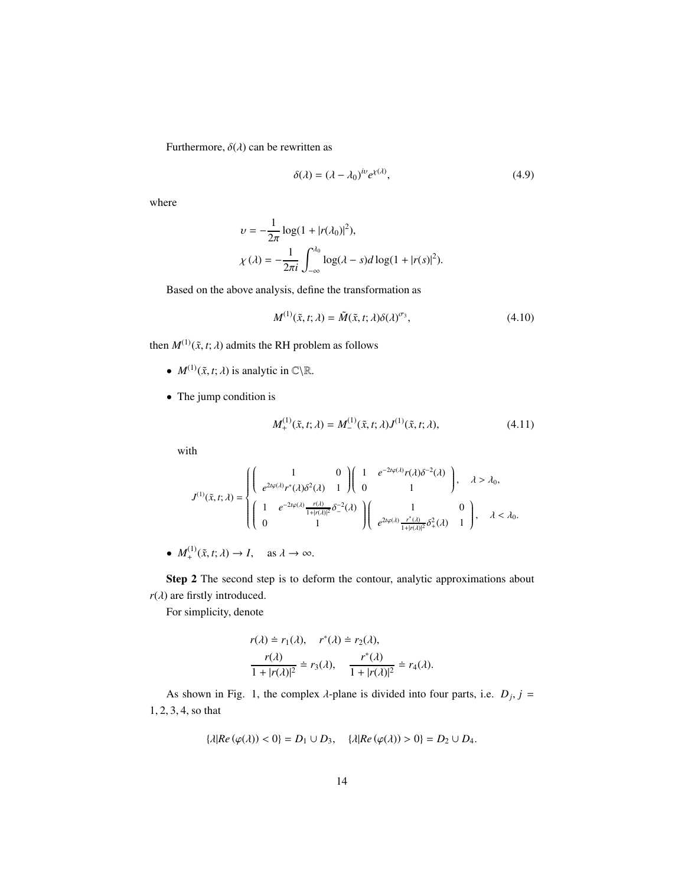Furthermore, $\delta(\lambda)$ can be rewritten as

$$\delta(\lambda) = (\lambda - \lambda_0)^{i\upsilon} e^{\chi(\lambda)}, \tag{4.9}$$

where

$$\upsilon = -\frac{1}{2\pi}\log(1 + |r(\lambda_0)|^2),$$
$$\chi(\lambda) = -\frac{1}{2\pi i}\int_{-\infty}^{\lambda_0} \log(\lambda - s) d\log(1 + |r(s)|^2).$$

Based on the above analysis, define the transformation as

$$M^{(1)}(\tilde{x}, t; \lambda) = \tilde{M}(\tilde{x}, t; \lambda)\delta(\lambda)^{\sigma_3}, \tag{4.10}$$

then $M^{(1)}(\tilde{x}, t; \lambda)$ admits the RH problem as follows

- $M^{(1)}(\tilde{x}, t; \lambda)$ is analytic in $\mathbb{C}\backslash\mathbb{R}$.
- The jump condition is

$$M^{(1)}_{+}(\tilde{x}, t; \lambda) = M^{(1)}_{-}(\tilde{x}, t; \lambda) J^{(1)}(\tilde{x}, t; \lambda), \tag{4.11}$$

  with

$$J^{(1)}(\tilde{x}, t; \lambda) = \begin{cases} \begin{pmatrix} 1 & 0 \\ e^{2t\varphi(\lambda)} r^*(\lambda)\delta^2(\lambda) & 1 \end{pmatrix} \begin{pmatrix} 1 & e^{-2t\varphi(\lambda)} r(\lambda)\delta^{-2}(\lambda) \\ 0 & 1 \end{pmatrix}, & \lambda > \lambda_0, \\ \begin{pmatrix} 1 & e^{-2t\varphi(\lambda)} \frac{r(\lambda)}{1+|r(\lambda)|^2}\delta_-^{-2}(\lambda) \\ 0 & 1 \end{pmatrix} \begin{pmatrix} 1 & 0 \\ e^{2t\varphi(\lambda)} \frac{r^*(\lambda)}{1+|r(\lambda)|^2}\delta_+^{2}(\lambda) & 1 \end{pmatrix}, & \lambda < \lambda_0. \end{cases}$$

- $M^{(1)}_{+}(\tilde{x}, t; \lambda) \to I, \quad \text{as } \lambda \to \infty.$

**Step 2** The second step is to deform the contour, analytic approximations about $r(\lambda)$ are firstly introduced.

For simplicity, denote

$$r(\lambda) \doteq r_1(\lambda), \quad r^*(\lambda) \doteq r_2(\lambda),$$
$$\frac{r(\lambda)}{1 + |r(\lambda)|^2} \doteq r_3(\lambda), \quad \frac{r^*(\lambda)}{1 + |r(\lambda)|^2} \doteq r_4(\lambda).$$

As shown in Fig. 1, the complex $\lambda$-plane is divided into four parts, i.e. $D_j$, $j = 1, 2, 3, 4$, so that

$$\{\lambda | Re\,(\varphi(\lambda)) < 0\} = D_1 \cup D_3, \quad \{\lambda | Re\,(\varphi(\lambda)) > 0\} = D_2 \cup D_4.$$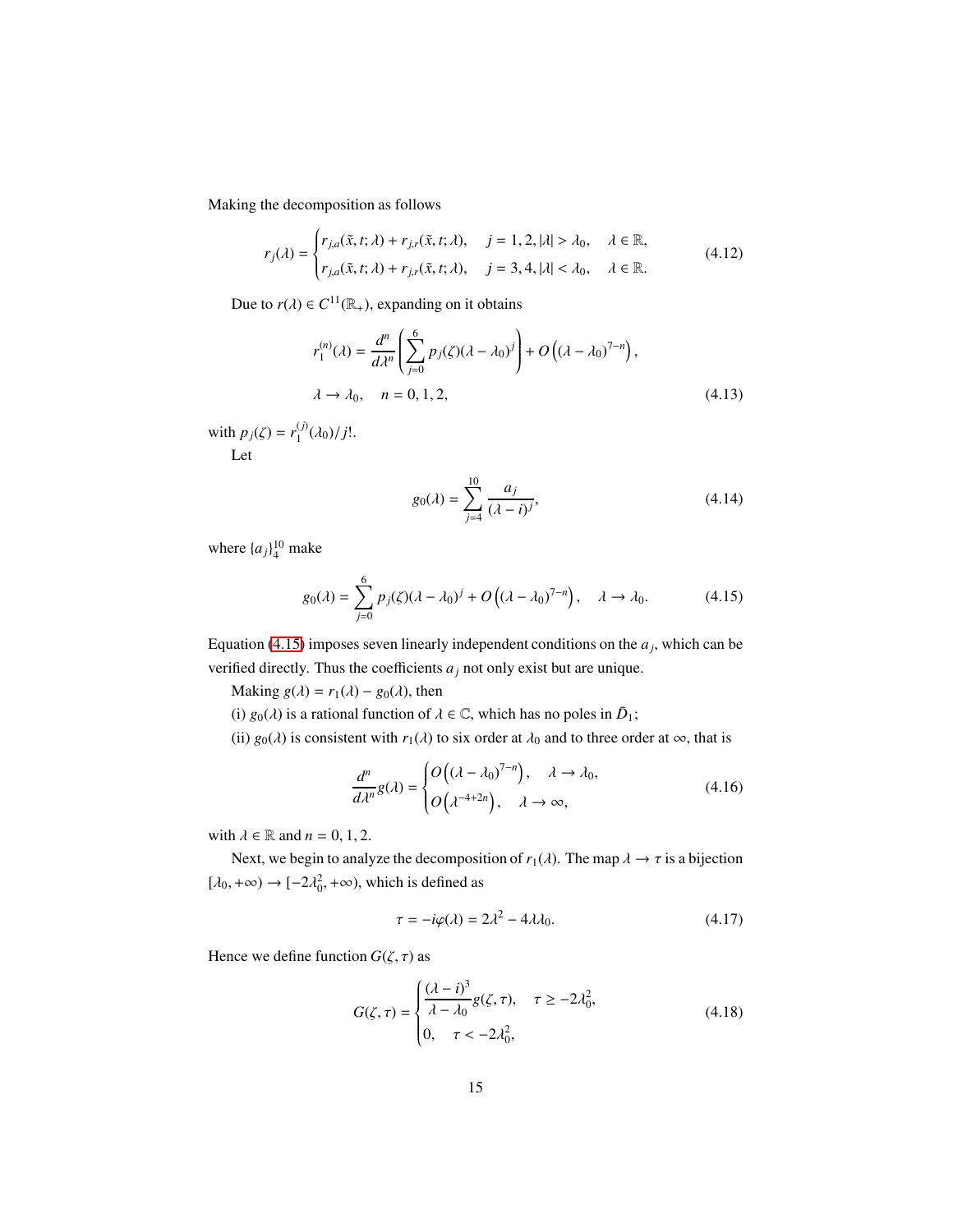Making the decomposition as follows

$$
r_j(\lambda) = \begin{cases} r_{j,a}(\tilde{x}, t; \lambda) + r_{j,r}(\tilde{x}, t; \lambda), & j = 1, 2, |\lambda| > \lambda_0, \quad \lambda \in \mathbb{R}, \\ r_{j,a}(\tilde{x}, t; \lambda) + r_{j,r}(\tilde{x}, t; \lambda), & j = 3, 4, |\lambda| < \lambda_0, \quad \lambda \in \mathbb{R}. \end{cases} \tag{4.12}
$$

Due to $r(\lambda) \in C^{11}(\mathbb{R}_+)$, expanding on it obtains

$$
r_1^{(n)}(\lambda) = \frac{d^n}{d\lambda^n}\left(\sum_{j=0}^{6} p_j(\zeta)(\lambda - \lambda_0)^j\right) + O\left((\lambda - \lambda_0)^{7-n}\right),
$$

$$
\lambda \to \lambda_0, \quad n = 0, 1, 2, \tag{4.13}
$$

with $p_j(\zeta) = r_1^{(j)}(\lambda_0)/j!$.

Let

$$
g_0(\lambda) = \sum_{j=4}^{10} \frac{a_j}{(\lambda - i)^j}, \tag{4.14}
$$

where $\{a_j\}_4^{10}$ make

$$
g_0(\lambda) = \sum_{j=0}^{6} p_j(\zeta)(\lambda - \lambda_0)^j + O\left((\lambda - \lambda_0)^{7-n}\right), \quad \lambda \to \lambda_0. \tag{4.15}
$$

Equation (4.15) imposes seven linearly independent conditions on the $a_j$, which can be verified directly. Thus the coefficients $a_j$ not only exist but are unique.

Making $g(\lambda) = r_1(\lambda) - g_0(\lambda)$, then

(i) $g_0(\lambda)$ is a rational function of $\lambda \in \mathbb{C}$, which has no poles in $\bar{D}_1$;

(ii) $g_0(\lambda)$ is consistent with $r_1(\lambda)$ to six order at $\lambda_0$ and to three order at $\infty$, that is

$$
\frac{d^n}{d\lambda^n} g(\lambda) = \begin{cases} O\left((\lambda - \lambda_0)^{7-n}\right), & \lambda \to \lambda_0, \\ O\left(\lambda^{-4+2n}\right), & \lambda \to \infty, \end{cases} \tag{4.16}
$$

with $\lambda \in \mathbb{R}$ and $n = 0, 1, 2$.

Next, we begin to analyze the decomposition of $r_1(\lambda)$. The map $\lambda \to \tau$ is a bijection $[\lambda_0, +\infty) \to [-2\lambda_0^2, +\infty)$, which is defined as

$$
\tau = -i\varphi(\lambda) = 2\lambda^2 - 4\lambda\lambda_0. \tag{4.17}
$$

Hence we define function $G(\zeta, \tau)$ as

$$
G(\zeta, \tau) = \begin{cases} \dfrac{(\lambda - i)^3}{\lambda - \lambda_0} g(\zeta, \tau), & \tau \geq -2\lambda_0^2, \\ 0, & \tau < -2\lambda_0^2, \end{cases} \tag{4.18}
$$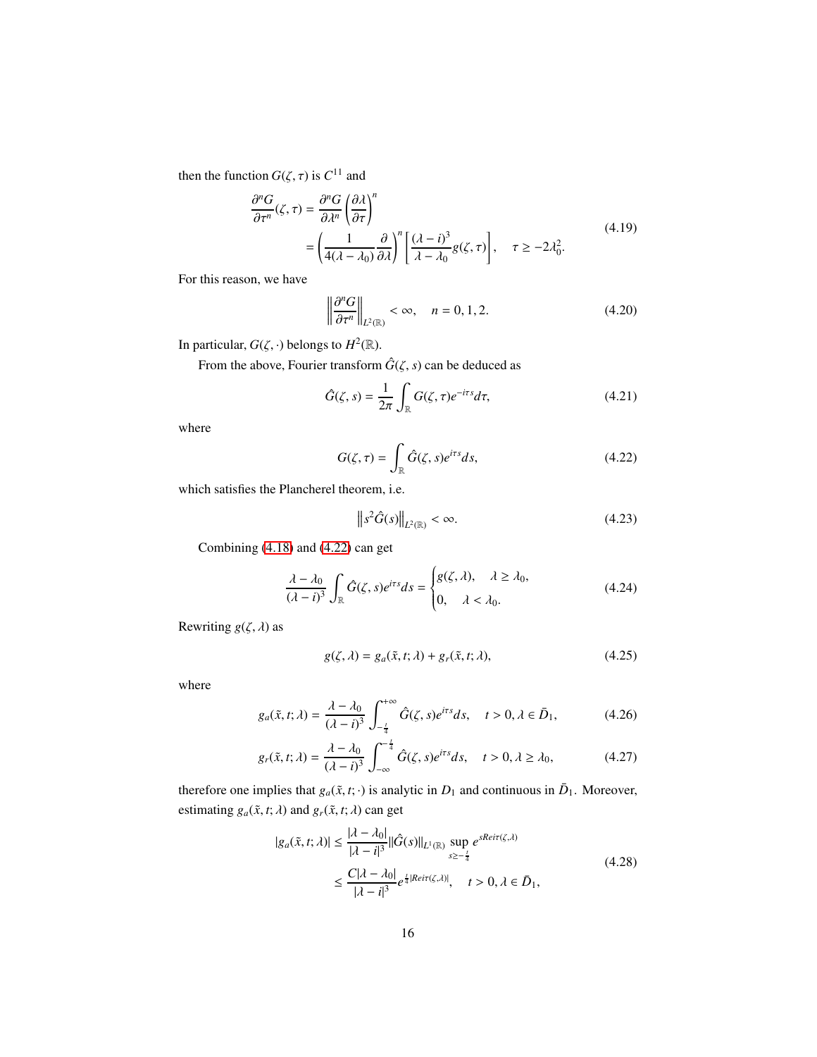then the function $G(\zeta,\tau)$ is $C^{11}$ and

$$
\begin{aligned}
\frac{\partial^n G}{\partial \tau^n}(\zeta,\tau) &= \frac{\partial^n G}{\partial \lambda^n}\left(\frac{\partial \lambda}{\partial \tau}\right)^n \\
&= \left(\frac{1}{4(\lambda-\lambda_0)}\frac{\partial}{\partial \lambda}\right)^n \left[\frac{(\lambda-i)^3}{\lambda-\lambda_0} g(\zeta,\tau)\right], \quad \tau \geq -2\lambda_0^2.
\end{aligned}
\tag{4.19}
$$

For this reason, we have

$$
\left\| \frac{\partial^n G}{\partial \tau^n} \right\|_{L^2(\mathbb{R})} < \infty, \quad n = 0,1,2. \tag{4.20}
$$

In particular, $G(\zeta,\cdot)$ belongs to $H^2(\mathbb{R})$.

From the above, Fourier transform $\hat{G}(\zeta,s)$ can be deduced as

$$
\hat{G}(\zeta,s) = \frac{1}{2\pi}\int_{\mathbb{R}} G(\zeta,\tau)e^{-i\tau s}d\tau, \tag{4.21}
$$

where

$$
G(\zeta,\tau) = \int_{\mathbb{R}} \hat{G}(\zeta,s)e^{i\tau s}ds, \tag{4.22}
$$

which satisfies the Plancherel theorem, i.e.

$$
\left\| s^2 \hat{G}(s) \right\|_{L^2(\mathbb{R})} < \infty. \tag{4.23}
$$

Combining (4.18) and (4.22) can get

$$
\frac{\lambda-\lambda_0}{(\lambda-i)^3}\int_{\mathbb{R}} \hat{G}(\zeta,s)e^{i\tau s}ds = \begin{cases} g(\zeta,\lambda), & \lambda \geq \lambda_0, \\ 0, & \lambda < \lambda_0. \end{cases} \tag{4.24}
$$

Rewriting $g(\zeta,\lambda)$ as

$$
g(\zeta,\lambda) = g_a(\tilde{x},t;\lambda) + g_r(\tilde{x},t;\lambda), \tag{4.25}
$$

where

$$
g_a(\tilde{x},t;\lambda) = \frac{\lambda-\lambda_0}{(\lambda-i)^3}\int_{-\frac{t}{4}}^{+\infty} \hat{G}(\zeta,s)e^{i\tau s}ds, \quad t>0, \lambda \in \bar{D}_1, \tag{4.26}
$$

$$
g_r(\tilde{x},t;\lambda) = \frac{\lambda-\lambda_0}{(\lambda-i)^3}\int_{-\infty}^{-\frac{t}{4}} \hat{G}(\zeta,s)e^{i\tau s}ds, \quad t>0, \lambda \geq \lambda_0, \tag{4.27}
$$

therefore one implies that $g_a(\tilde{x},t;\cdot)$ is analytic in $D_1$ and continuous in $\bar{D}_1$. Moreover, estimating $g_a(\tilde{x},t;\lambda)$ and $g_r(\tilde{x},t;\lambda)$ can get

$$
\begin{aligned}
|g_a(\tilde{x},t;\lambda)| &\leq \frac{|\lambda-\lambda_0|}{|\lambda-i|^3}\|\hat{G}(s)\|_{L^1(\mathbb{R})} \sup_{s\geq -\frac{t}{4}} e^{sRei\tau(\zeta,\lambda)} \\
&\leq \frac{C|\lambda-\lambda_0|}{|\lambda-i|^3} e^{\frac{t}{4}|Rei\tau(\zeta,\lambda)|}, \quad t>0, \lambda \in \bar{D}_1,
\end{aligned}
\tag{4.28}
$$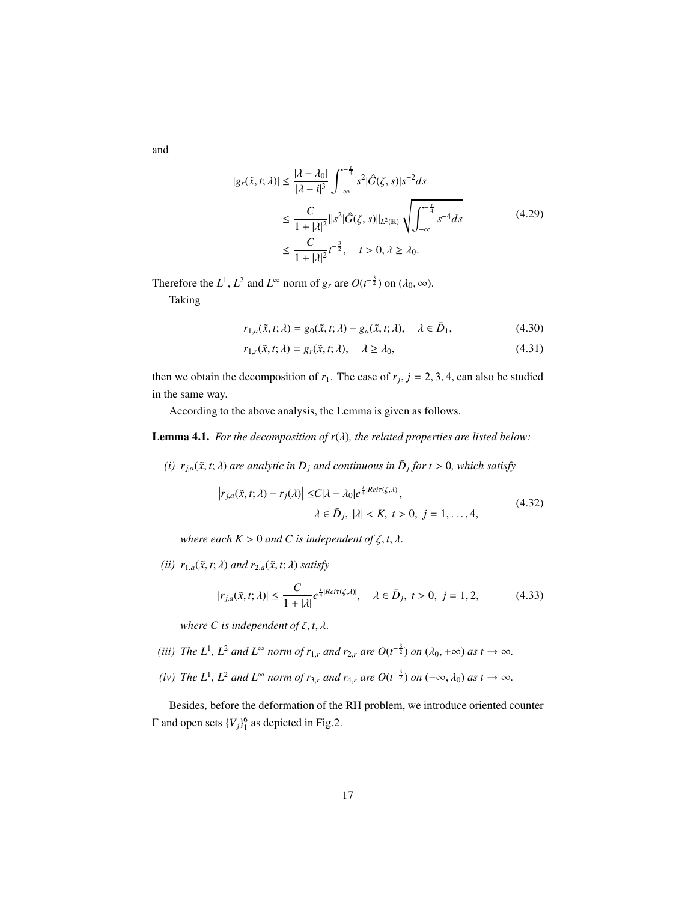and

$$
\begin{aligned}
|g_r(\tilde{x}, t; \lambda)| &\leq \frac{|\lambda - \lambda_0|}{|\lambda - i|^3} \int_{-\infty}^{-\frac{t}{4}} s^2 |\hat{G}(\zeta, s)| s^{-2} ds \\
&\leq \frac{C}{1 + |\lambda|^2} \| s^2 |\hat{G}(\zeta, s)| \|_{L^2(\mathbb{R})} \sqrt{\int_{-\infty}^{-\frac{t}{4}} s^{-4} ds} \\
&\leq \frac{C}{1 + |\lambda|^2} t^{-\frac{3}{2}}, \quad t > 0, \lambda \geq \lambda_0.
\end{aligned} \tag{4.29}
$$

Therefore the $L^1$, $L^2$ and $L^\infty$ norm of $g_r$ are $O(t^{-\frac{3}{2}})$ on $(\lambda_0, \infty)$.

Taking

$$
r_{1,a}(\tilde{x}, t; \lambda) = g_0(\tilde{x}, t; \lambda) + g_a(\tilde{x}, t; \lambda), \quad \lambda \in \bar{D}_1, \tag{4.30}
$$

$$
r_{1,r}(\tilde{x}, t; \lambda) = g_r(\tilde{x}, t; \lambda), \quad \lambda \geq \lambda_0, \tag{4.31}
$$

then we obtain the decomposition of $r_1$. The case of $r_j$, $j = 2, 3, 4$, can also be studied in the same way.

According to the above analysis, the Lemma is given as follows.

**Lemma 4.1.** *For the decomposition of $r(\lambda)$, the related properties are listed below:*

*(i) $r_{j,a}(\tilde{x}, t; \lambda)$ are analytic in $D_j$ and continuous in $\bar{D}_j$ for $t > 0$, which satisfy*

$$
\begin{aligned}
\left| r_{j,a}(\tilde{x}, t; \lambda) - r_j(\lambda) \right| &\leq C|\lambda - \lambda_0| e^{\frac{t}{4}|Rei\tau(\zeta, \lambda)|}, \\
&\qquad \lambda \in \bar{D}_j, \ |\lambda| < K, \ t > 0, \ j = 1, \ldots, 4,
\end{aligned} \tag{4.32}
$$

*where each $K > 0$ and $C$ is independent of $\zeta, t, \lambda$.*

*(ii) $r_{1,a}(\tilde{x}, t; \lambda)$ and $r_{2,a}(\tilde{x}, t; \lambda)$ satisfy*

$$
|r_{j,a}(\tilde{x}, t; \lambda)| \leq \frac{C}{1 + |\lambda|} e^{\frac{t}{4}|Rei\tau(\zeta, \lambda)|}, \quad \lambda \in \bar{D}_j, \ t > 0, \ j = 1, 2, \tag{4.33}
$$

*where $C$ is independent of $\zeta, t, \lambda$.*

*(iii) The $L^1$, $L^2$ and $L^\infty$ norm of $r_{1,r}$ and $r_{2,r}$ are $O(t^{-\frac{3}{2}})$ on $(\lambda_0, +\infty)$ as $t \to \infty$.*

*(iv) The $L^1$, $L^2$ and $L^\infty$ norm of $r_{3,r}$ and $r_{4,r}$ are $O(t^{-\frac{3}{2}})$ on $(-\infty, \lambda_0)$ as $t \to \infty$.*

Besides, before the deformation of the RH problem, we introduce oriented counter $\Gamma$ and open sets $\{V_j\}_1^6$ as depicted in Fig.2.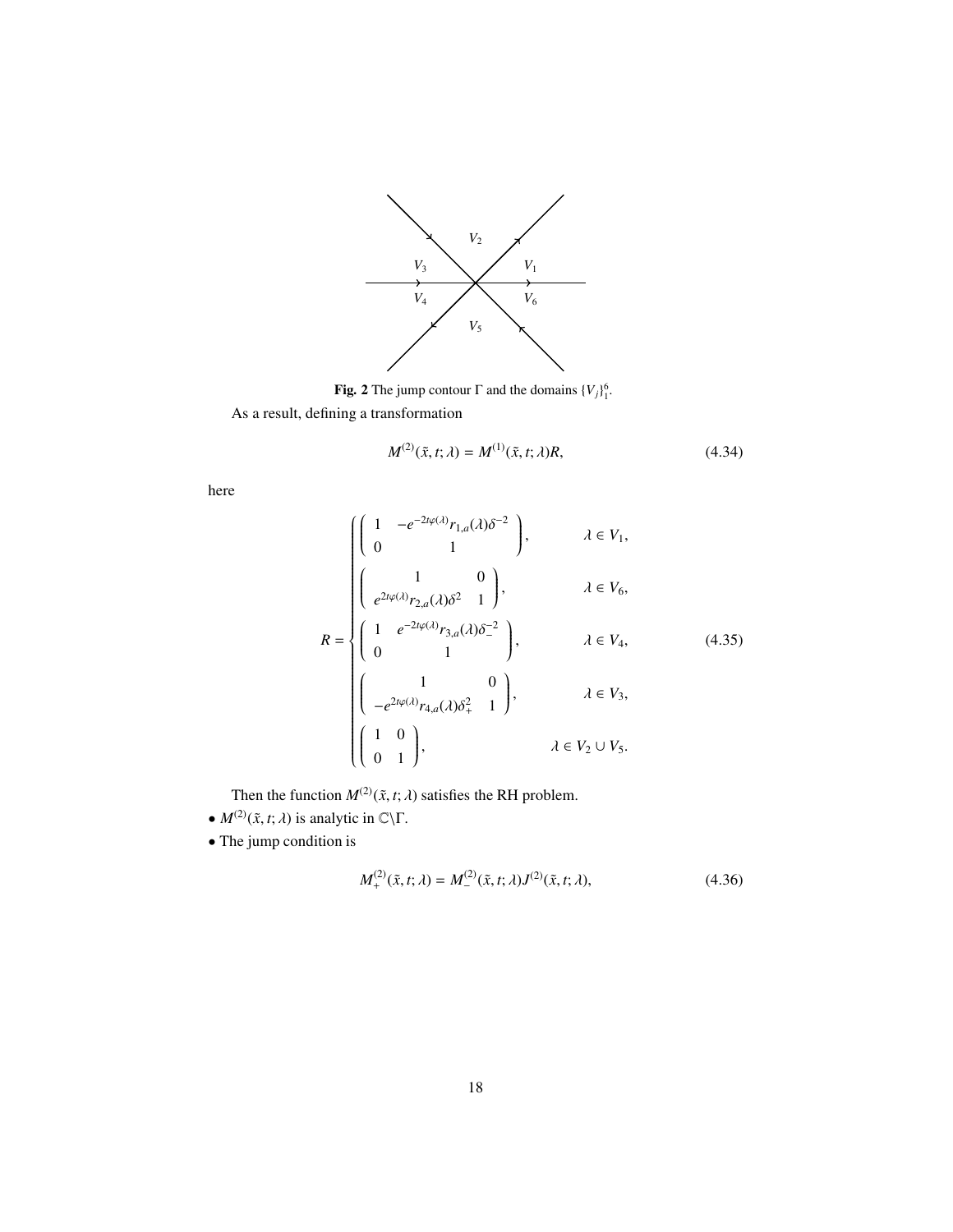**Fig. 2** The jump contour $\Gamma$ and the domains $\{V_j\}_1^6$.

As a result, defining a transformation

$$M^{(2)}(\tilde{x},t;\lambda) = M^{(1)}(\tilde{x},t;\lambda)R, \tag{4.34}$$

here

$$R = \begin{cases} \begin{pmatrix} 1 & -e^{-2t\varphi(\lambda)}r_{1,a}(\lambda)\delta^{-2} \\ 0 & 1 \end{pmatrix}, & \lambda \in V_1, \\ \begin{pmatrix} 1 & 0 \\ e^{2t\varphi(\lambda)}r_{2,a}(\lambda)\delta^{2} & 1 \end{pmatrix}, & \lambda \in V_6, \\ \begin{pmatrix} 1 & e^{-2t\varphi(\lambda)}r_{3,a}(\lambda)\delta_-^{-2} \\ 0 & 1 \end{pmatrix}, & \lambda \in V_4, \\ \begin{pmatrix} 1 & 0 \\ -e^{2t\varphi(\lambda)}r_{4,a}(\lambda)\delta_+^{2} & 1 \end{pmatrix}, & \lambda \in V_3, \\ \begin{pmatrix} 1 & 0 \\ 0 & 1 \end{pmatrix}, & \lambda \in V_2 \cup V_5. \end{cases} \tag{4.35}$$

Then the function $M^{(2)}(\tilde{x},t;\lambda)$ satisfies the RH problem.

- $M^{(2)}(\tilde{x},t;\lambda)$ is analytic in $\mathbb{C}\backslash\Gamma$.
- The jump condition is

$$M_+^{(2)}(\tilde{x},t;\lambda) = M_-^{(2)}(\tilde{x},t;\lambda)J^{(2)}(\tilde{x},t;\lambda), \tag{4.36}$$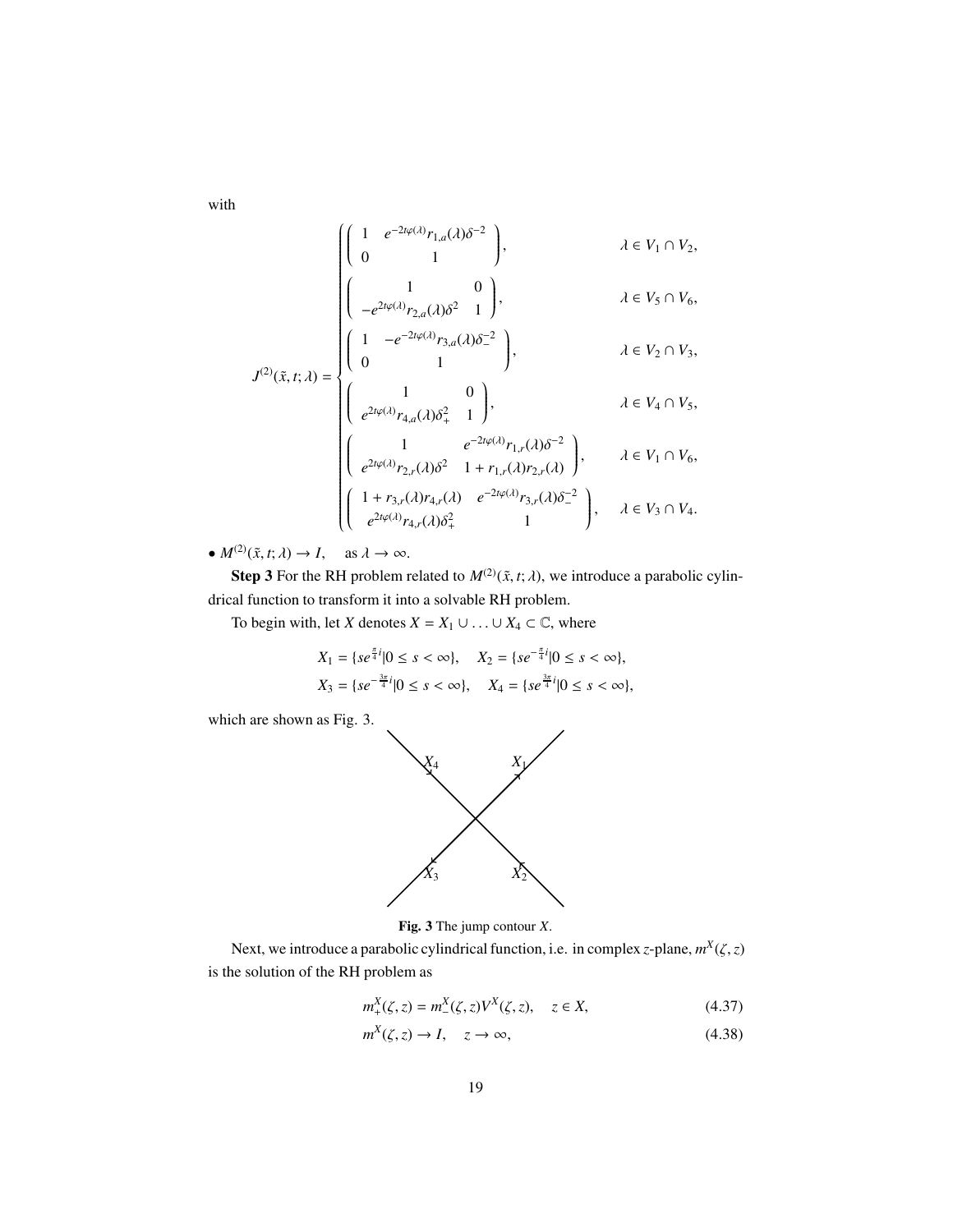with

$$
J^{(2)}(\tilde{x},t;\lambda)=\begin{cases}
\begin{pmatrix} 1 & e^{-2t\varphi(\lambda)}r_{1,a}(\lambda)\delta^{-2} \\ 0 & 1 \end{pmatrix}, & \lambda\in V_1\cap V_2,\\[2ex]
\begin{pmatrix} 1 & 0 \\ -e^{2t\varphi(\lambda)}r_{2,a}(\lambda)\delta^{2} & 1 \end{pmatrix}, & \lambda\in V_5\cap V_6,\\[2ex]
\begin{pmatrix} 1 & -e^{-2t\varphi(\lambda)}r_{3,a}(\lambda)\delta_-^{-2} \\ 0 & 1 \end{pmatrix}, & \lambda\in V_2\cap V_3,\\[2ex]
\begin{pmatrix} 1 & 0 \\ e^{2t\varphi(\lambda)}r_{4,a}(\lambda)\delta_+^{2} & 1 \end{pmatrix}, & \lambda\in V_4\cap V_5,\\[2ex]
\begin{pmatrix} 1 & e^{-2t\varphi(\lambda)}r_{1,r}(\lambda)\delta^{-2} \\ e^{2t\varphi(\lambda)}r_{2,r}(\lambda)\delta^{2} & 1+r_{1,r}(\lambda)r_{2,r}(\lambda) \end{pmatrix}, & \lambda\in V_1\cap V_6,\\[2ex]
\begin{pmatrix} 1+r_{3,r}(\lambda)r_{4,r}(\lambda) & e^{-2t\varphi(\lambda)}r_{3,r}(\lambda)\delta_-^{-2} \\ e^{2t\varphi(\lambda)}r_{4,r}(\lambda)\delta_+^{2} & 1 \end{pmatrix}, & \lambda\in V_3\cap V_4.
\end{cases}
$$

- $M^{(2)}(\tilde{x},t;\lambda)\to I,\quad$ as $\lambda\to\infty$.

**Step 3** For the RH problem related to $M^{(2)}(\tilde{x},t;\lambda)$, we introduce a parabolic cylindrical function to transform it into a solvable RH problem.

To begin with, let $X$ denotes $X=X_1\cup\ldots\cup X_4\subset\mathbb{C}$, where

$$
X_1=\{se^{\frac{\pi}{4}i}|0\le s<\infty\},\quad X_2=\{se^{-\frac{\pi}{4}i}|0\le s<\infty\},
$$
$$
X_3=\{se^{-\frac{3\pi}{4}i}|0\le s<\infty\},\quad X_4=\{se^{\frac{3\pi}{4}i}|0\le s<\infty\},
$$

which are shown as Fig. 3.

**Fig. 3** The jump contour $X$.

Next, we introduce a parabolic cylindrical function, i.e. in complex $z$-plane, $m^X(\zeta,z)$ is the solution of the RH problem as

$$
m^X_+(\zeta,z)=m^X_-(\zeta,z)V^X(\zeta,z),\quad z\in X, \tag{4.37}
$$

$$
m^X(\zeta,z)\to I,\quad z\to\infty, \tag{4.38}
$$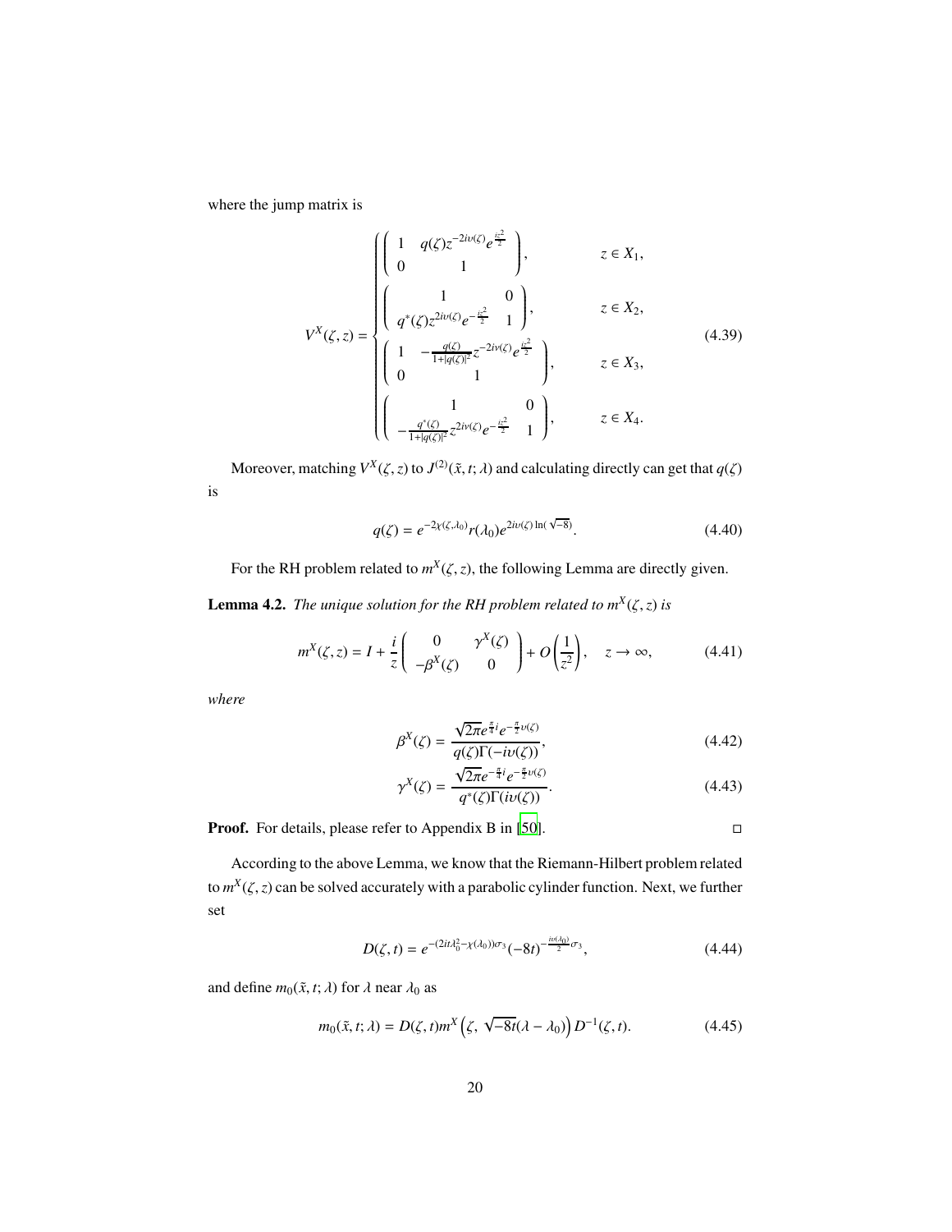where the jump matrix is

$$
V^X(\zeta, z) = \begin{cases} \begin{pmatrix} 1 & q(\zeta) z^{-2i\upsilon(\zeta)} e^{\frac{iz^2}{2}} \\ 0 & 1 \end{pmatrix}, & z \in X_1, \\ \begin{pmatrix} 1 & 0 \\ q^*(\zeta) z^{2i\upsilon(\zeta)} e^{-\frac{iz^2}{2}} & 1 \end{pmatrix}, & z \in X_2, \\ \begin{pmatrix} 1 & -\frac{q(\zeta)}{1+|q(\zeta)|^2} z^{-2i\upsilon(\zeta)} e^{\frac{iz^2}{2}} \\ 0 & 1 \end{pmatrix}, & z \in X_3, \\ \begin{pmatrix} 1 & 0 \\ -\frac{q^*(\zeta)}{1+|q(\zeta)|^2} z^{2i\upsilon(\zeta)} e^{-\frac{iz^2}{2}} & 1 \end{pmatrix}, & z \in X_4. \end{cases} \tag{4.39}
$$

Moreover, matching $V^X(\zeta, z)$ to $J^{(2)}(\tilde{x}, t; \lambda)$ and calculating directly can get that $q(\zeta)$ is

$$
q(\zeta) = e^{-2\chi(\zeta, \lambda_0)} r(\lambda_0) e^{2i\upsilon(\zeta) \ln(\sqrt{-8})}. \tag{4.40}
$$

For the RH problem related to $m^X(\zeta, z)$, the following Lemma are directly given.

**Lemma 4.2.** *The unique solution for the RH problem related to $m^X(\zeta, z)$ is*

$$
m^X(\zeta, z) = I + \frac{i}{z} \begin{pmatrix} 0 & \gamma^X(\zeta) \\ -\beta^X(\zeta) & 0 \end{pmatrix} + O\left(\frac{1}{z^2}\right), \quad z \to \infty, \tag{4.41}
$$

*where*

$$
\beta^X(\zeta) = \frac{\sqrt{2\pi} e^{\frac{\pi}{4}i} e^{-\frac{\pi}{2}\upsilon(\zeta)}}{q(\zeta)\Gamma(-i\upsilon(\zeta))}, \tag{4.42}
$$

$$
\gamma^X(\zeta) = \frac{\sqrt{2\pi} e^{-\frac{\pi}{4}i} e^{-\frac{\pi}{2}\upsilon(\zeta)}}{q^*(\zeta)\Gamma(i\upsilon(\zeta))}. \tag{4.43}
$$

**Proof.** For details, please refer to Appendix B in [50]. □

According to the above Lemma, we know that the Riemann-Hilbert problem related to $m^X(\zeta, z)$ can be solved accurately with a parabolic cylinder function. Next, we further set

$$
D(\zeta, t) = e^{-(2it\lambda_0^2 - \chi(\lambda_0))\sigma_3} (-8t)^{-\frac{i\upsilon(\lambda_0)}{2}\sigma_3}, \tag{4.44}
$$

and define $m_0(\tilde{x}, t; \lambda)$ for $\lambda$ near $\lambda_0$ as

$$
m_0(\tilde{x}, t; \lambda) = D(\zeta, t) m^X\left(\zeta, \sqrt{-8t}(\lambda - \lambda_0)\right) D^{-1}(\zeta, t). \tag{4.45}
$$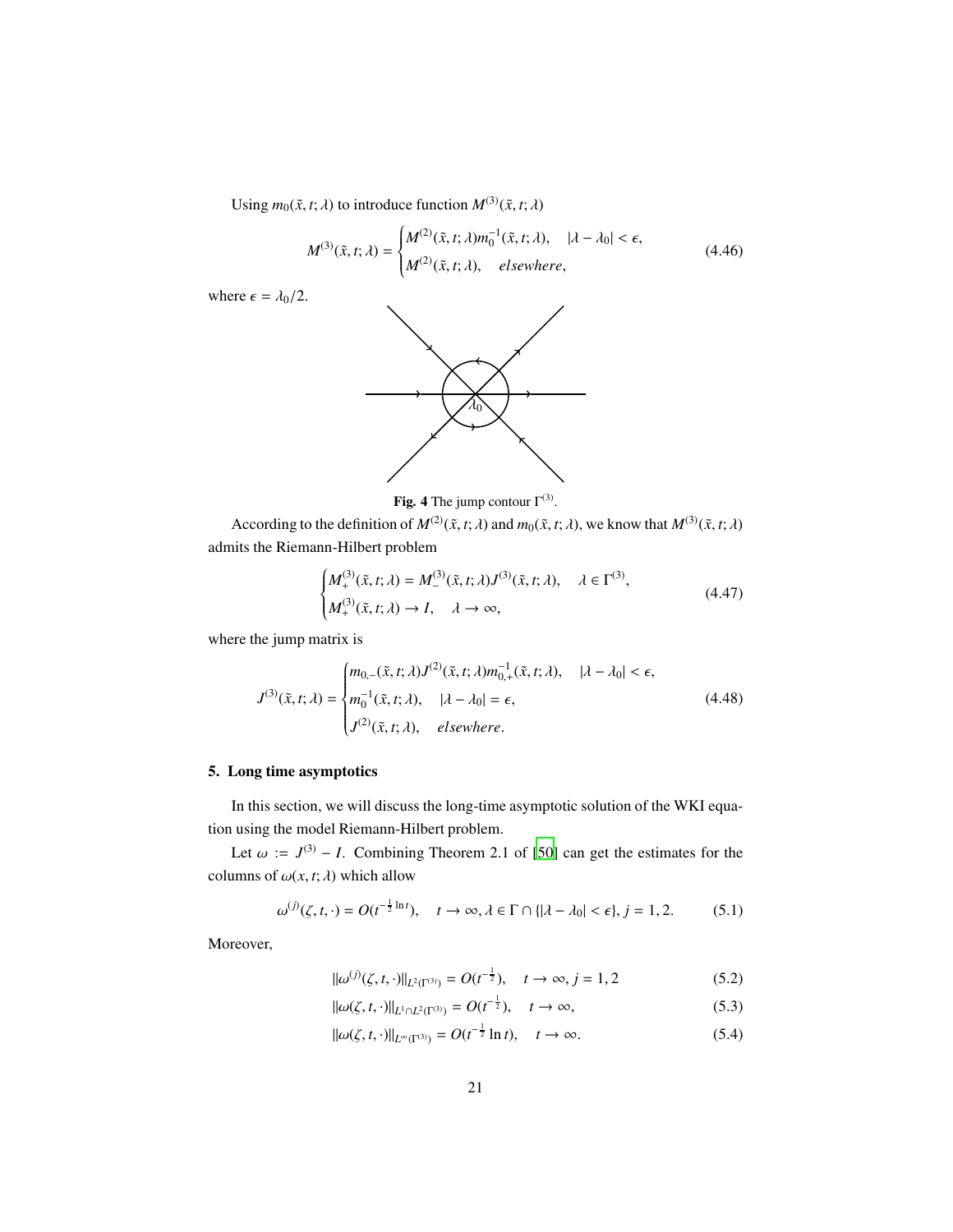Using $m_0(\tilde{x}, t; \lambda)$ to introduce function $M^{(3)}(\tilde{x}, t; \lambda)$

$$
M^{(3)}(\tilde{x}, t; \lambda) = \begin{cases} M^{(2)}(\tilde{x}, t; \lambda) m_0^{-1}(\tilde{x}, t; \lambda), & |\lambda - \lambda_0| < \epsilon, \\ M^{(2)}(\tilde{x}, t; \lambda), & elsewhere, \end{cases} \tag{4.46}
$$

where $\epsilon = \lambda_0/2$.

**Fig. 4** The jump contour $\Gamma^{(3)}$.

According to the definition of $M^{(2)}(\tilde{x}, t; \lambda)$ and $m_0(\tilde{x}, t; \lambda)$, we know that $M^{(3)}(\tilde{x}, t; \lambda)$ admits the Riemann-Hilbert problem

$$
\begin{cases} M_+^{(3)}(\tilde{x}, t; \lambda) = M_-^{(3)}(\tilde{x}, t; \lambda) J^{(3)}(\tilde{x}, t; \lambda), & \lambda \in \Gamma^{(3)}, \\ M_+^{(3)}(\tilde{x}, t; \lambda) \to I, & \lambda \to \infty, \end{cases} \tag{4.47}
$$

where the jump matrix is

$$
J^{(3)}(\tilde{x}, t; \lambda) = \begin{cases} m_{0,-}(\tilde{x}, t; \lambda) J^{(2)}(\tilde{x}, t; \lambda) m_{0,+}^{-1}(\tilde{x}, t; \lambda), & |\lambda - \lambda_0| < \epsilon, \\ m_0^{-1}(\tilde{x}, t; \lambda), & |\lambda - \lambda_0| = \epsilon, \\ J^{(2)}(\tilde{x}, t; \lambda), & elsewhere. \end{cases} \tag{4.48}
$$

## 5. Long time asymptotics

In this section, we will discuss the long-time asymptotic solution of the WKI equation using the model Riemann-Hilbert problem.

Let $\omega := J^{(3)} - I$. Combining Theorem 2.1 of [50] can get the estimates for the columns of $\omega(x, t; \lambda)$ which allow

$$
\omega^{(j)}(\zeta, t, \cdot) = O(t^{-\frac{1}{2}\ln t}), \quad t \to \infty, \lambda \in \Gamma \cap \{|\lambda - \lambda_0| < \epsilon\}, j = 1, 2. \tag{5.1}
$$

Moreover,

$$
\|\omega^{(j)}(\zeta, t, \cdot)\|_{L^2(\Gamma^{(3)})} = O(t^{-\frac{1}{2}}), \quad t \to \infty, j = 1, 2 \tag{5.2}
$$

$$
\|\omega(\zeta, t, \cdot)\|_{L^1 \cap L^2(\Gamma^{(3)})} = O(t^{-\frac{1}{2}}), \quad t \to \infty, \tag{5.3}
$$

$$
\|\omega(\zeta, t, \cdot)\|_{L^\infty(\Gamma^{(3)})} = O(t^{-\frac{1}{2}} \ln t), \quad t \to \infty. \tag{5.4}
$$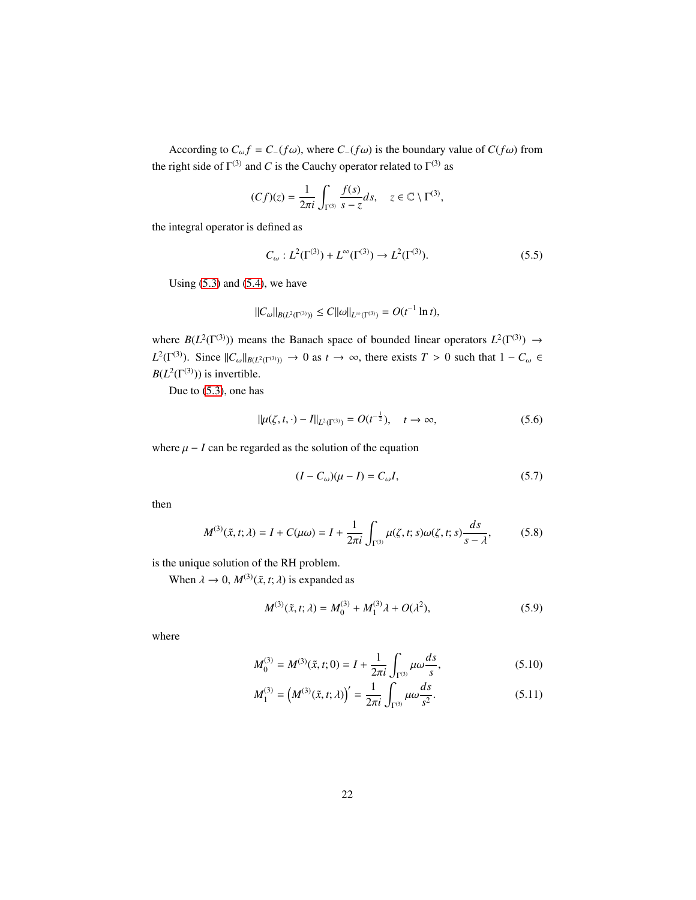According to $C_\omega f = C_-(f\omega)$, where $C_-(f\omega)$ is the boundary value of $C(f\omega)$ from the right side of $\Gamma^{(3)}$ and $C$ is the Cauchy operator related to $\Gamma^{(3)}$ as

$$(Cf)(z) = \frac{1}{2\pi i}\int_{\Gamma^{(3)}} \frac{f(s)}{s-z}ds, \quad z \in \mathbb{C} \setminus \Gamma^{(3)},$$

the integral operator is defined as

$$C_\omega : L^2(\Gamma^{(3)}) + L^\infty(\Gamma^{(3)}) \to L^2(\Gamma^{(3)}). \tag{5.5}$$

Using (5.3) and (5.4), we have

$$\|C_\omega\|_{B(L^2(\Gamma^{(3)}))} \le C\|\omega\|_{L^\infty(\Gamma^{(3)})} = O(t^{-1}\ln t),$$

where $B(L^2(\Gamma^{(3)}))$ means the Banach space of bounded linear operators $L^2(\Gamma^{(3)}) \to L^2(\Gamma^{(3)})$. Since $\|C_\omega\|_{B(L^2(\Gamma^{(3)}))} \to 0$ as $t \to \infty$, there exists $T > 0$ such that $1 - C_\omega \in B(L^2(\Gamma^{(3)}))$ is invertible.

Due to (5.3), one has

$$\|\mu(\zeta, t, \cdot) - I\|_{L^2(\Gamma^{(3)})} = O(t^{-\frac{1}{2}}), \quad t \to \infty, \tag{5.6}$$

where $\mu - I$ can be regarded as the solution of the equation

$$(I - C_\omega)(\mu - I) = C_\omega I, \tag{5.7}$$

then

$$M^{(3)}(\tilde{x}, t; \lambda) = I + C(\mu\omega) = I + \frac{1}{2\pi i}\int_{\Gamma^{(3)}} \mu(\zeta, t; s)\omega(\zeta, t; s)\frac{ds}{s-\lambda}, \tag{5.8}$$

is the unique solution of the RH problem.

When $\lambda \to 0$, $M^{(3)}(\tilde{x}, t; \lambda)$ is expanded as

$$M^{(3)}(\tilde{x}, t; \lambda) = M_0^{(3)} + M_1^{(3)}\lambda + O(\lambda^2), \tag{5.9}$$

where

$$M_0^{(3)} = M^{(3)}(\tilde{x}, t; 0) = I + \frac{1}{2\pi i}\int_{\Gamma^{(3)}} \mu\omega\frac{ds}{s}, \tag{5.10}$$

$$M_1^{(3)} = \left(M^{(3)}(\tilde{x}, t; \lambda)\right)' = \frac{1}{2\pi i}\int_{\Gamma^{(3)}} \mu\omega\frac{ds}{s^2}. \tag{5.11}$$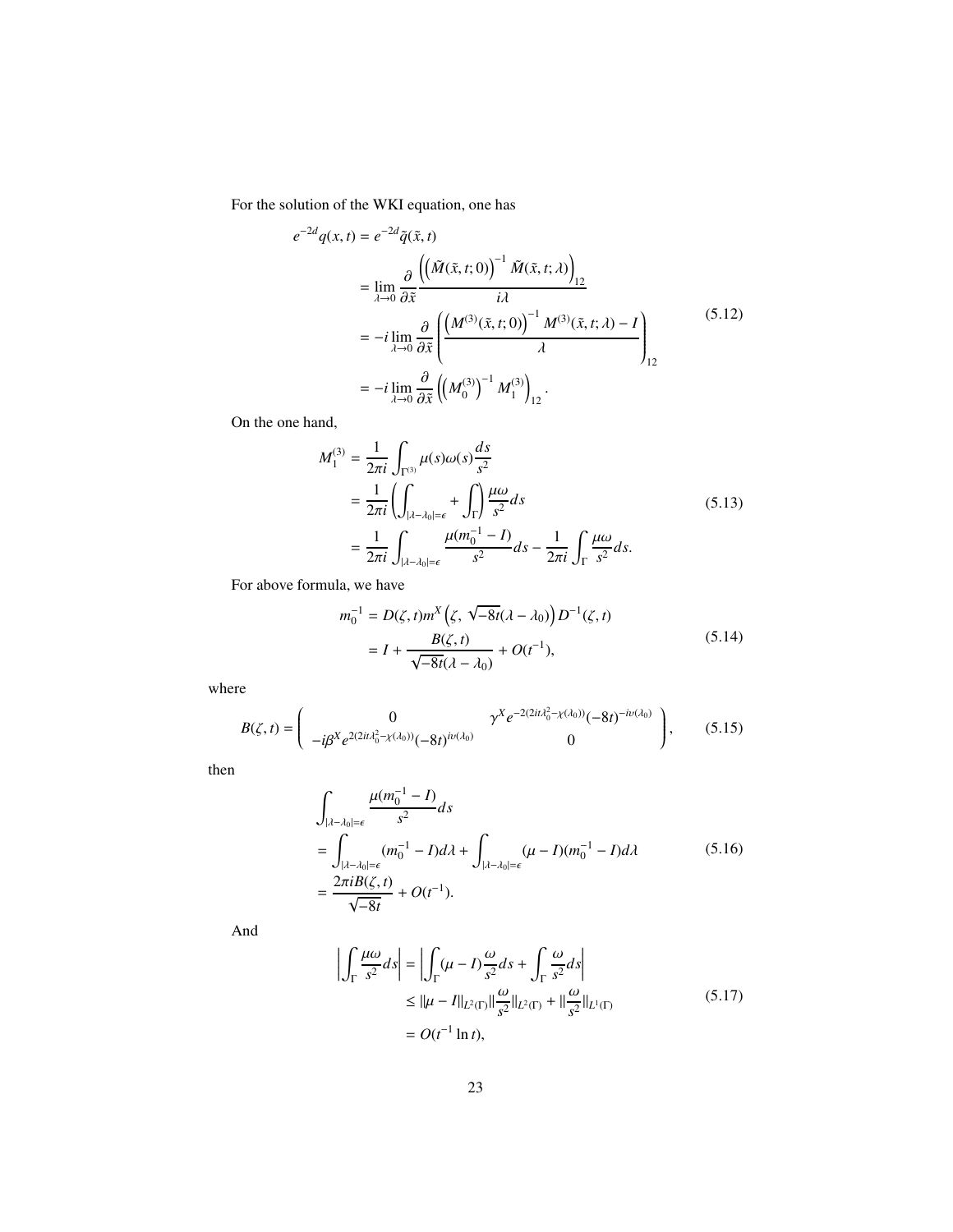For the solution of the WKI equation, one has

$$
\begin{aligned}
e^{-2d}q(x,t) &= e^{-2d}\tilde{q}(\tilde{x},t) \\
&= \lim_{\lambda\to 0}\frac{\partial}{\partial \tilde{x}}\frac{\left(\left(\tilde{M}(\tilde{x},t;0)\right)^{-1}\tilde{M}(\tilde{x},t;\lambda)\right)_{12}}{i\lambda} \\
&= -i\lim_{\lambda\to 0}\frac{\partial}{\partial \tilde{x}}\left(\frac{\left(M^{(3)}(\tilde{x},t;0)\right)^{-1}M^{(3)}(\tilde{x},t;\lambda)-I}{\lambda}\right)_{12} \\
&= -i\lim_{\lambda\to 0}\frac{\partial}{\partial \tilde{x}}\left(\left(M_0^{(3)}\right)^{-1}M_1^{(3)}\right)_{12}.
\end{aligned}
\tag{5.12}
$$

On the one hand,

$$
\begin{aligned}
M_1^{(3)} &= \frac{1}{2\pi i}\int_{\Gamma^{(3)}}\mu(s)\omega(s)\frac{ds}{s^2} \\
&= \frac{1}{2\pi i}\left(\int_{|\lambda-\lambda_0|=\epsilon}+\int_{\Gamma}\right)\frac{\mu\omega}{s^2}ds \\
&= \frac{1}{2\pi i}\int_{|\lambda-\lambda_0|=\epsilon}\frac{\mu(m_0^{-1}-I)}{s^2}ds-\frac{1}{2\pi i}\int_{\Gamma}\frac{\mu\omega}{s^2}ds.
\end{aligned}
\tag{5.13}
$$

For above formula, we have

$$
\begin{aligned}
m_0^{-1} &= D(\zeta,t)m^X\left(\zeta,\ \sqrt{-8t}(\lambda-\lambda_0)\right)D^{-1}(\zeta,t) \\
&= I+\frac{B(\zeta,t)}{\sqrt{-8t}(\lambda-\lambda_0)}+O(t^{-1}),
\end{aligned}
\tag{5.14}
$$

where

$$
B(\zeta,t)=\begin{pmatrix} 0 & \gamma^X e^{-2(2it\lambda_0^2-\chi(\lambda_0))}(-8t)^{-i\nu(\lambda_0)} \\ -i\beta^X e^{2(2it\lambda_0^2-\chi(\lambda_0))}(-8t)^{i\nu(\lambda_0)} & 0 \end{pmatrix},
\tag{5.15}
$$

then

$$
\begin{aligned}
&\int_{|\lambda-\lambda_0|=\epsilon}\frac{\mu(m_0^{-1}-I)}{s^2}ds \\
&= \int_{|\lambda-\lambda_0|=\epsilon}(m_0^{-1}-I)d\lambda+\int_{|\lambda-\lambda_0|=\epsilon}(\mu-I)(m_0^{-1}-I)d\lambda \\
&= \frac{2\pi iB(\zeta,t)}{\sqrt{-8t}}+O(t^{-1}).
\end{aligned}
\tag{5.16}
$$

And

$$
\begin{aligned}
\left|\int_{\Gamma}\frac{\mu\omega}{s^2}ds\right| &= \left|\int_{\Gamma}(\mu-I)\frac{\omega}{s^2}ds+\int_{\Gamma}\frac{\omega}{s^2}ds\right| \\
&\le \|\mu-I\|_{L^2(\Gamma)}\|\frac{\omega}{s^2}\|_{L^2(\Gamma)}+\|\frac{\omega}{s^2}\|_{L^1(\Gamma)} \\
&= O(t^{-1}\ln t),
\end{aligned}
\tag{5.17}
$$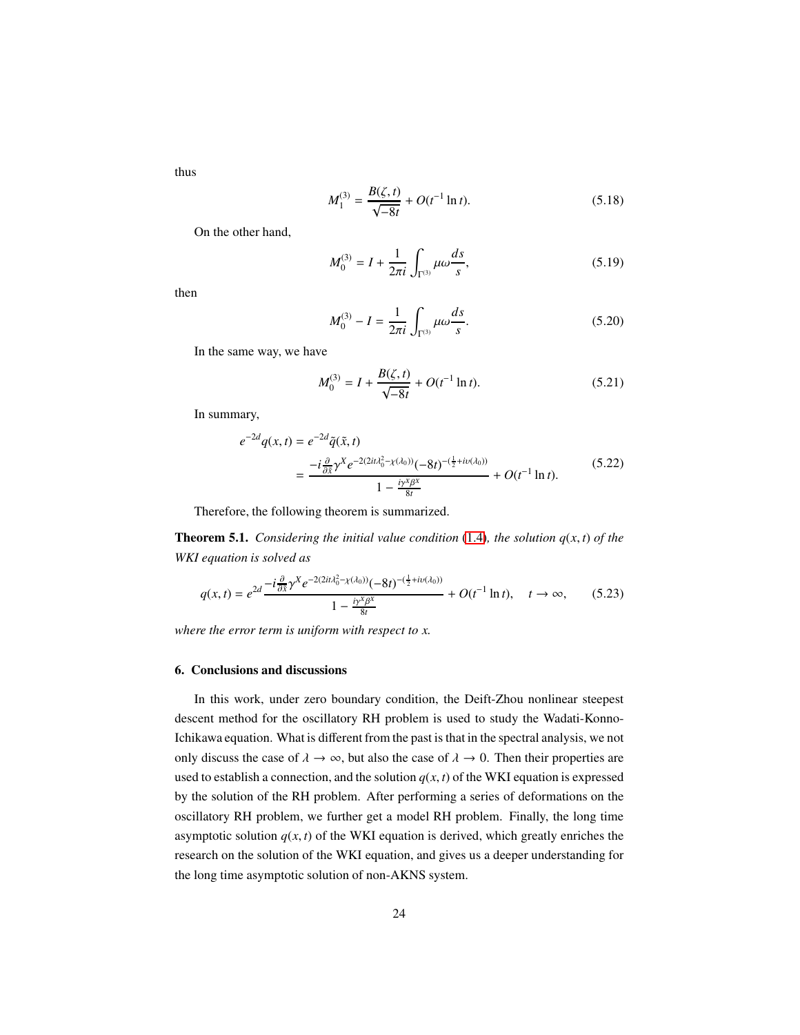thus

$$M_1^{(3)} = \frac{B(\zeta, t)}{\sqrt{-8t}} + O(t^{-1}\ln t). \tag{5.18}$$

On the other hand,

$$M_0^{(3)} = I + \frac{1}{2\pi i}\int_{\Gamma^{(3)}} \mu\omega \frac{ds}{s}, \tag{5.19}$$

then

$$M_0^{(3)} - I = \frac{1}{2\pi i}\int_{\Gamma^{(3)}} \mu\omega \frac{ds}{s}. \tag{5.20}$$

In the same way, we have

$$M_0^{(3)} = I + \frac{B(\zeta, t)}{\sqrt{-8t}} + O(t^{-1}\ln t). \tag{5.21}$$

In summary,

$$\begin{aligned} e^{-2d} q(x,t) &= e^{-2d}\tilde{q}(\tilde{x}, t) \\ &= \frac{-i\frac{\partial}{\partial \tilde{x}}\gamma^X e^{-2(2it\lambda_0^2 - \chi(\lambda_0))}(-8t)^{-(\frac{1}{2}+i\nu(\lambda_0))}}{1 - \frac{i\gamma^X\beta^X}{8t}} + O(t^{-1}\ln t). \end{aligned} \tag{5.22}$$

Therefore, the following theorem is summarized.

**Theorem 5.1.** *Considering the initial value condition (1.4), the solution $q(x,t)$ of the WKI equation is solved as*

$$q(x,t) = e^{2d}\frac{-i\frac{\partial}{\partial \tilde{x}}\gamma^X e^{-2(2it\lambda_0^2 - \chi(\lambda_0))}(-8t)^{-(\frac{1}{2}+i\nu(\lambda_0))}}{1 - \frac{i\gamma^X\beta^X}{8t}} + O(t^{-1}\ln t), \quad t \to \infty, \tag{5.23}$$

*where the error term is uniform with respect to $x$.*

## 6. Conclusions and discussions

In this work, under zero boundary condition, the Deift-Zhou nonlinear steepest descent method for the oscillatory RH problem is used to study the Wadati-Konno-Ichikawa equation. What is different from the past is that in the spectral analysis, we not only discuss the case of $\lambda \to \infty$, but also the case of $\lambda \to 0$. Then their properties are used to establish a connection, and the solution $q(x,t)$ of the WKI equation is expressed by the solution of the RH problem. After performing a series of deformations on the oscillatory RH problem, we further get a model RH problem. Finally, the long time asymptotic solution $q(x,t)$ of the WKI equation is derived, which greatly enriches the research on the solution of the WKI equation, and gives us a deeper understanding for the long time asymptotic solution of non-AKNS system.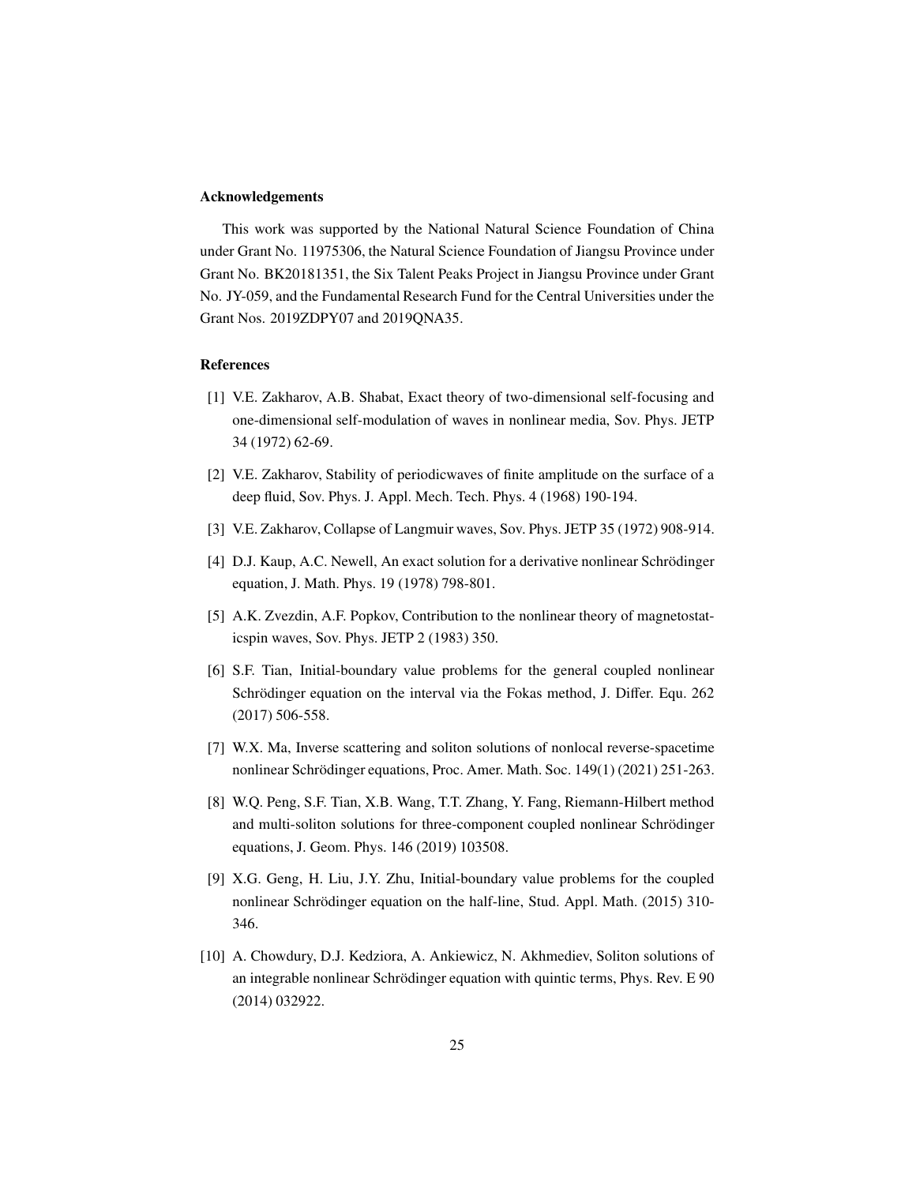## Acknowledgements

This work was supported by the National Natural Science Foundation of China under Grant No. 11975306, the Natural Science Foundation of Jiangsu Province under Grant No. BK20181351, the Six Talent Peaks Project in Jiangsu Province under Grant No. JY-059, and the Fundamental Research Fund for the Central Universities under the Grant Nos. 2019ZDPY07 and 2019QNA35.

## References

[1] V.E. Zakharov, A.B. Shabat, Exact theory of two-dimensional self-focusing and one-dimensional self-modulation of waves in nonlinear media, Sov. Phys. JETP 34 (1972) 62-69.

[2] V.E. Zakharov, Stability of periodicwaves of finite amplitude on the surface of a deep fluid, Sov. Phys. J. Appl. Mech. Tech. Phys. 4 (1968) 190-194.

[3] V.E. Zakharov, Collapse of Langmuir waves, Sov. Phys. JETP 35 (1972) 908-914.

[4] D.J. Kaup, A.C. Newell, An exact solution for a derivative nonlinear Schrödinger equation, J. Math. Phys. 19 (1978) 798-801.

[5] A.K. Zvezdin, A.F. Popkov, Contribution to the nonlinear theory of magnetostaticspin waves, Sov. Phys. JETP 2 (1983) 350.

[6] S.F. Tian, Initial-boundary value problems for the general coupled nonlinear Schrödinger equation on the interval via the Fokas method, J. Differ. Equ. 262 (2017) 506-558.

[7] W.X. Ma, Inverse scattering and soliton solutions of nonlocal reverse-spacetime nonlinear Schrödinger equations, Proc. Amer. Math. Soc. 149(1) (2021) 251-263.

[8] W.Q. Peng, S.F. Tian, X.B. Wang, T.T. Zhang, Y. Fang, Riemann-Hilbert method and multi-soliton solutions for three-component coupled nonlinear Schrödinger equations, J. Geom. Phys. 146 (2019) 103508.

[9] X.G. Geng, H. Liu, J.Y. Zhu, Initial-boundary value problems for the coupled nonlinear Schrödinger equation on the half-line, Stud. Appl. Math. (2015) 310-346.

[10] A. Chowdury, D.J. Kedziora, A. Ankiewicz, N. Akhmediev, Soliton solutions of an integrable nonlinear Schrödinger equation with quintic terms, Phys. Rev. E 90 (2014) 032922.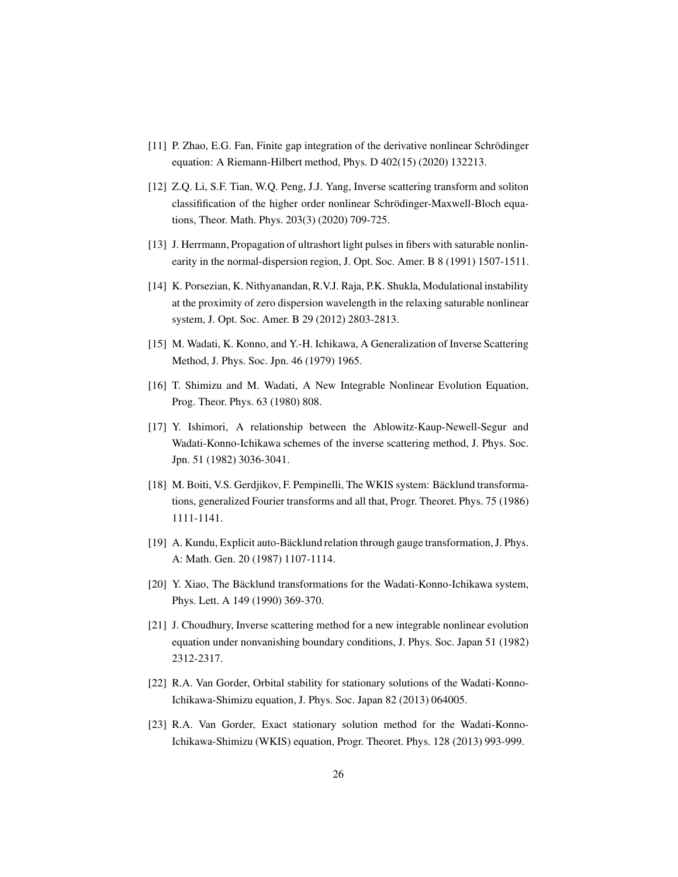[11] P. Zhao, E.G. Fan, Finite gap integration of the derivative nonlinear Schrödinger equation: A Riemann-Hilbert method, Phys. D 402(15) (2020) 132213.

[12] Z.Q. Li, S.F. Tian, W.Q. Peng, J.J. Yang, Inverse scattering transform and soliton classifification of the higher order nonlinear Schrödinger-Maxwell-Bloch equations, Theor. Math. Phys. 203(3) (2020) 709-725.

[13] J. Herrmann, Propagation of ultrashort light pulses in fibers with saturable nonlinearity in the normal-dispersion region, J. Opt. Soc. Amer. B 8 (1991) 1507-1511.

[14] K. Porsezian, K. Nithyanandan, R.V.J. Raja, P.K. Shukla, Modulational instability at the proximity of zero dispersion wavelength in the relaxing saturable nonlinear system, J. Opt. Soc. Amer. B 29 (2012) 2803-2813.

[15] M. Wadati, K. Konno, and Y.-H. Ichikawa, A Generalization of Inverse Scattering Method, J. Phys. Soc. Jpn. 46 (1979) 1965.

[16] T. Shimizu and M. Wadati, A New Integrable Nonlinear Evolution Equation, Prog. Theor. Phys. 63 (1980) 808.

[17] Y. Ishimori, A relationship between the Ablowitz-Kaup-Newell-Segur and Wadati-Konno-Ichikawa schemes of the inverse scattering method, J. Phys. Soc. Jpn. 51 (1982) 3036-3041.

[18] M. Boiti, V.S. Gerdjikov, F. Pempinelli, The WKIS system: Bäcklund transformations, generalized Fourier transforms and all that, Progr. Theoret. Phys. 75 (1986) 1111-1141.

[19] A. Kundu, Explicit auto-Bäcklund relation through gauge transformation, J. Phys. A: Math. Gen. 20 (1987) 1107-1114.

[20] Y. Xiao, The Bäcklund transformations for the Wadati-Konno-Ichikawa system, Phys. Lett. A 149 (1990) 369-370.

[21] J. Choudhury, Inverse scattering method for a new integrable nonlinear evolution equation under nonvanishing boundary conditions, J. Phys. Soc. Japan 51 (1982) 2312-2317.

[22] R.A. Van Gorder, Orbital stability for stationary solutions of the Wadati-Konno-Ichikawa-Shimizu equation, J. Phys. Soc. Japan 82 (2013) 064005.

[23] R.A. Van Gorder, Exact stationary solution method for the Wadati-Konno-Ichikawa-Shimizu (WKIS) equation, Progr. Theoret. Phys. 128 (2013) 993-999.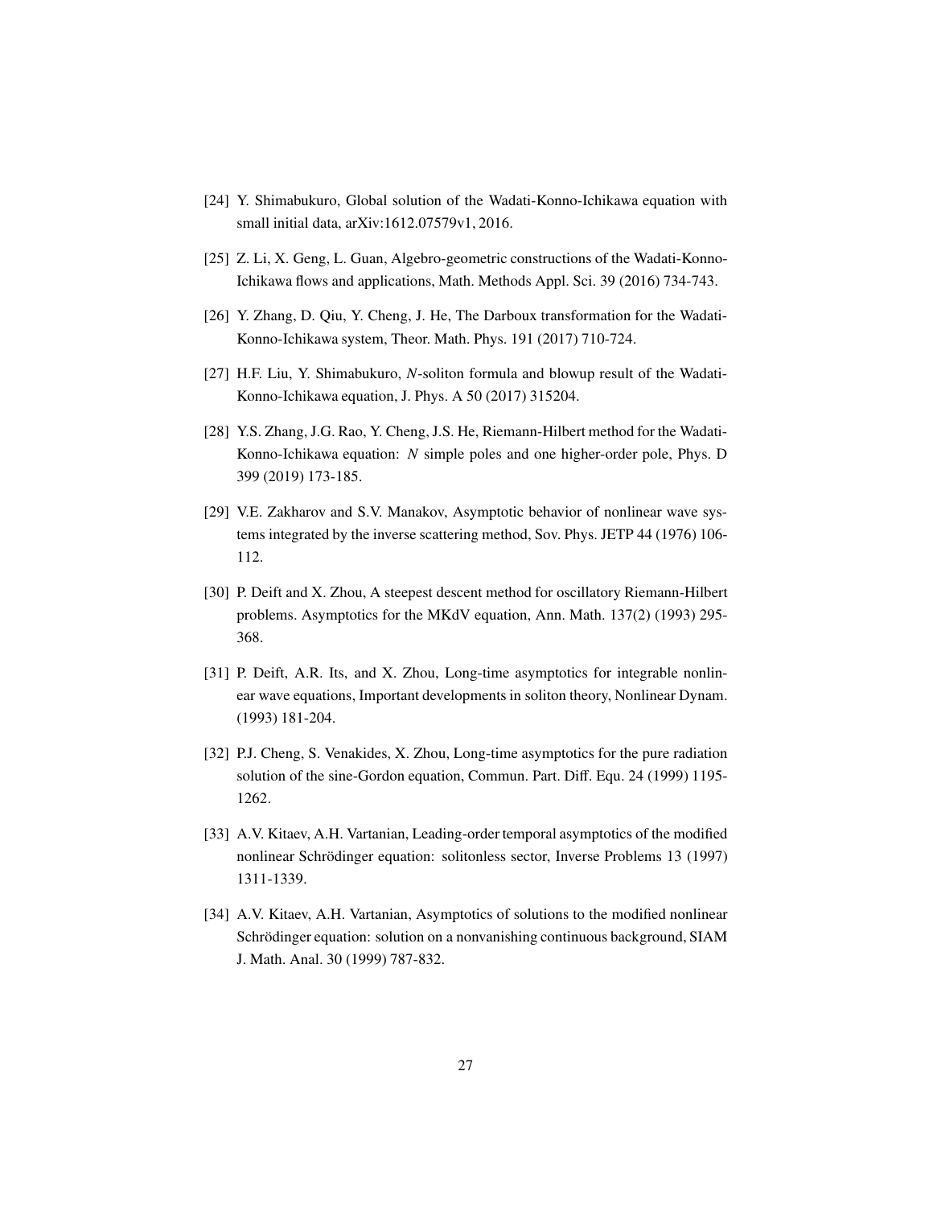[24] Y. Shimabukuro, Global solution of the Wadati-Konno-Ichikawa equation with small initial data, arXiv:1612.07579v1, 2016.

[25] Z. Li, X. Geng, L. Guan, Algebro-geometric constructions of the Wadati-Konno-Ichikawa flows and applications, Math. Methods Appl. Sci. 39 (2016) 734-743.

[26] Y. Zhang, D. Qiu, Y. Cheng, J. He, The Darboux transformation for the Wadati-Konno-Ichikawa system, Theor. Math. Phys. 191 (2017) 710-724.

[27] H.F. Liu, Y. Shimabukuro, *N*-soliton formula and blowup result of the Wadati-Konno-Ichikawa equation, J. Phys. A 50 (2017) 315204.

[28] Y.S. Zhang, J.G. Rao, Y. Cheng, J.S. He, Riemann-Hilbert method for the Wadati-Konno-Ichikawa equation: *N* simple poles and one higher-order pole, Phys. D 399 (2019) 173-185.

[29] V.E. Zakharov and S.V. Manakov, Asymptotic behavior of nonlinear wave systems integrated by the inverse scattering method, Sov. Phys. JETP 44 (1976) 106-112.

[30] P. Deift and X. Zhou, A steepest descent method for oscillatory Riemann-Hilbert problems. Asymptotics for the MKdV equation, Ann. Math. 137(2) (1993) 295-368.

[31] P. Deift, A.R. Its, and X. Zhou, Long-time asymptotics for integrable nonlinear wave equations, Important developments in soliton theory, Nonlinear Dynam. (1993) 181-204.

[32] P.J. Cheng, S. Venakides, X. Zhou, Long-time asymptotics for the pure radiation solution of the sine-Gordon equation, Commun. Part. Diff. Equ. 24 (1999) 1195-1262.

[33] A.V. Kitaev, A.H. Vartanian, Leading-order temporal asymptotics of the modified nonlinear Schrödinger equation: solitonless sector, Inverse Problems 13 (1997) 1311-1339.

[34] A.V. Kitaev, A.H. Vartanian, Asymptotics of solutions to the modified nonlinear Schrödinger equation: solution on a nonvanishing continuous background, SIAM J. Math. Anal. 30 (1999) 787-832.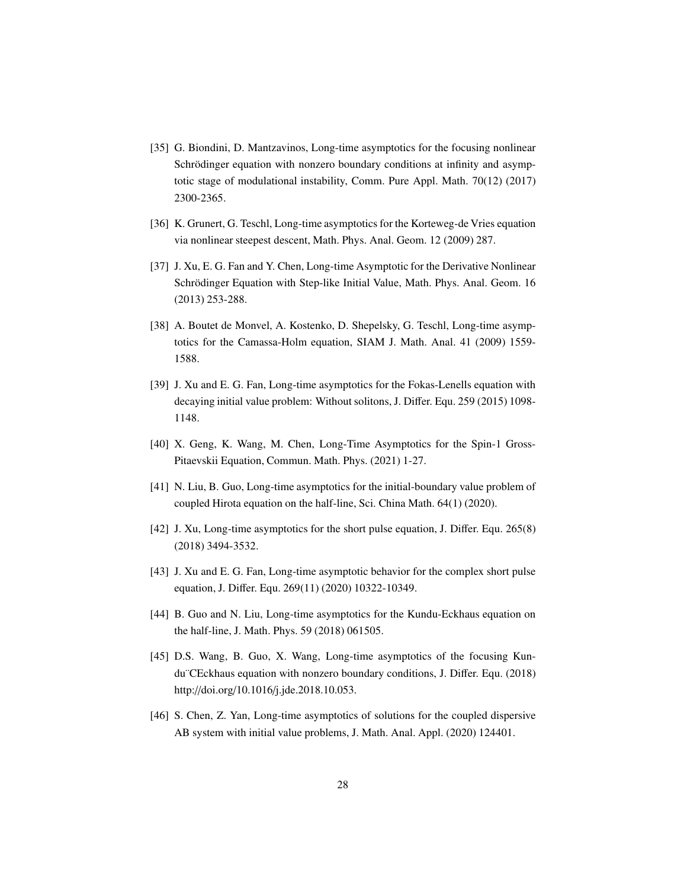[35] G. Biondini, D. Mantzavinos, Long-time asymptotics for the focusing nonlinear Schrödinger equation with nonzero boundary conditions at infinity and asymptotic stage of modulational instability, Comm. Pure Appl. Math. 70(12) (2017) 2300-2365.

[36] K. Grunert, G. Teschl, Long-time asymptotics for the Korteweg-de Vries equation via nonlinear steepest descent, Math. Phys. Anal. Geom. 12 (2009) 287.

[37] J. Xu, E. G. Fan and Y. Chen, Long-time Asymptotic for the Derivative Nonlinear Schrödinger Equation with Step-like Initial Value, Math. Phys. Anal. Geom. 16 (2013) 253-288.

[38] A. Boutet de Monvel, A. Kostenko, D. Shepelsky, G. Teschl, Long-time asymptotics for the Camassa-Holm equation, SIAM J. Math. Anal. 41 (2009) 1559-1588.

[39] J. Xu and E. G. Fan, Long-time asymptotics for the Fokas-Lenells equation with decaying initial value problem: Without solitons, J. Differ. Equ. 259 (2015) 1098-1148.

[40] X. Geng, K. Wang, M. Chen, Long-Time Asymptotics for the Spin-1 Gross-Pitaevskii Equation, Commun. Math. Phys. (2021) 1-27.

[41] N. Liu, B. Guo, Long-time asymptotics for the initial-boundary value problem of coupled Hirota equation on the half-line, Sci. China Math. 64(1) (2020).

[42] J. Xu, Long-time asymptotics for the short pulse equation, J. Differ. Equ. 265(8) (2018) 3494-3532.

[43] J. Xu and E. G. Fan, Long-time asymptotic behavior for the complex short pulse equation, J. Differ. Equ. 269(11) (2020) 10322-10349.

[44] B. Guo and N. Liu, Long-time asymptotics for the Kundu-Eckhaus equation on the half-line, J. Math. Phys. 59 (2018) 061505.

[45] D.S. Wang, B. Guo, X. Wang, Long-time asymptotics of the focusing Kundu¨CEckhaus equation with nonzero boundary conditions, J. Differ. Equ. (2018) http://doi.org/10.1016/j.jde.2018.10.053.

[46] S. Chen, Z. Yan, Long-time asymptotics of solutions for the coupled dispersive AB system with initial value problems, J. Math. Anal. Appl. (2020) 124401.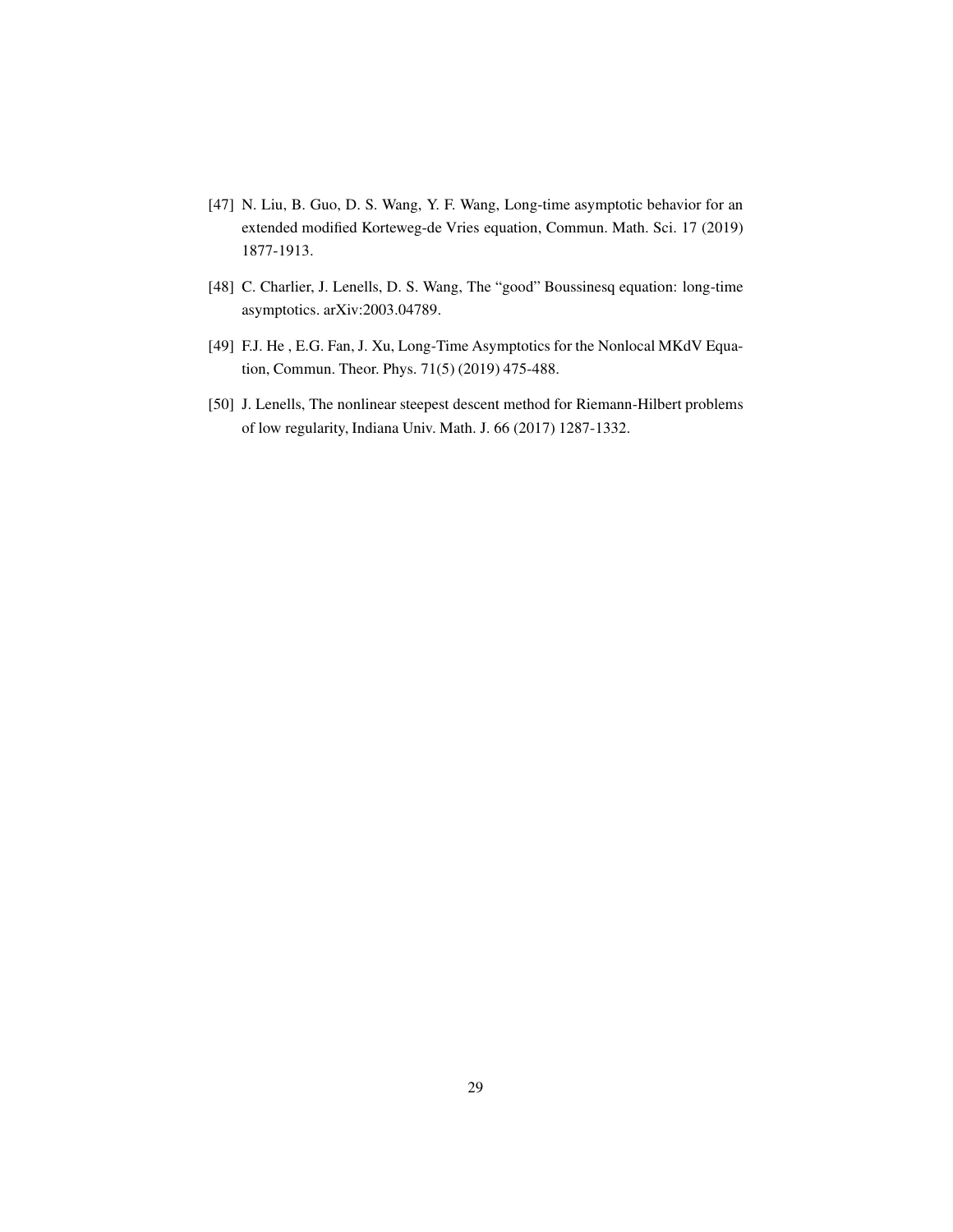[47] N. Liu, B. Guo, D. S. Wang, Y. F. Wang, Long-time asymptotic behavior for an extended modified Korteweg-de Vries equation, Commun. Math. Sci. 17 (2019) 1877-1913.

[48] C. Charlier, J. Lenells, D. S. Wang, The "good" Boussinesq equation: long-time asymptotics. arXiv:2003.04789.

[49] F.J. He , E.G. Fan, J. Xu, Long-Time Asymptotics for the Nonlocal MKdV Equation, Commun. Theor. Phys. 71(5) (2019) 475-488.

[50] J. Lenells, The nonlinear steepest descent method for Riemann-Hilbert problems of low regularity, Indiana Univ. Math. J. 66 (2017) 1287-1332.